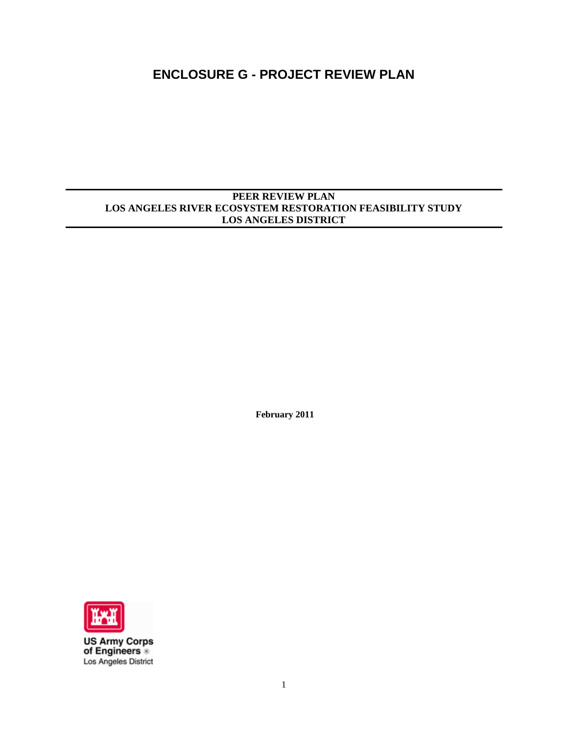# ENCLOSURE G - PROJECT REVIEW PLAN

**PEER REVIEW PLAN**
**LOS ANGELES RIVER ECOSYSTEM RESTORATION FEASIBILITY STUDY**
**LOS ANGELES DISTRICT**

**February 2011**

US Army Corps of Engineers®
Los Angeles District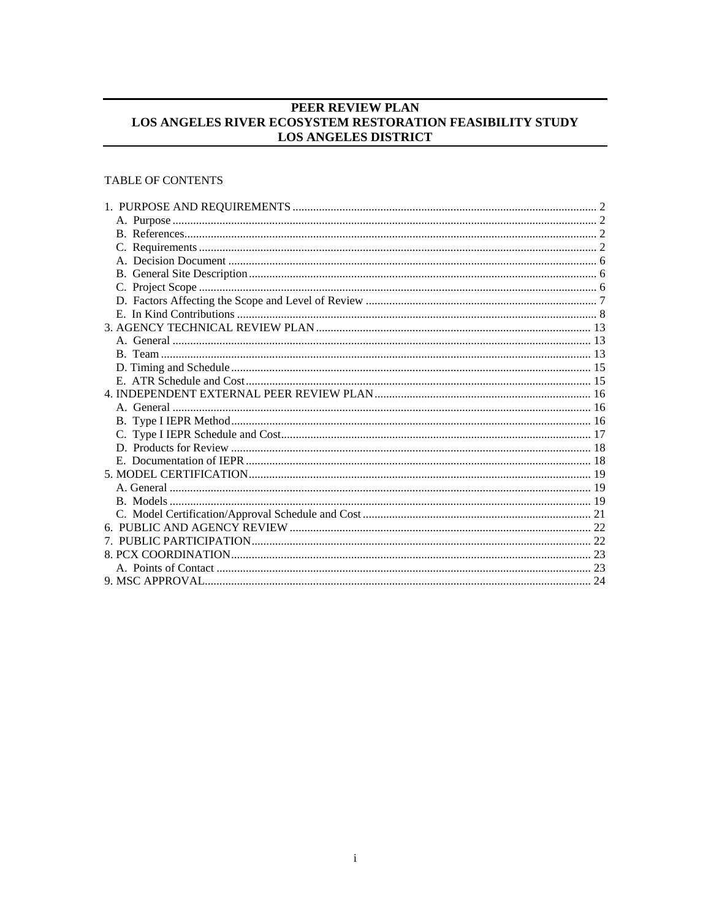# PEER REVIEW PLAN
# LOS ANGELES RIVER ECOSYSTEM RESTORATION FEASIBILITY STUDY
# LOS ANGELES DISTRICT

TABLE OF CONTENTS

1. PURPOSE AND REQUIREMENTS .......... 2
   - A. Purpose .......... 2
   - B. References .......... 2
   - C. Requirements .......... 2
   - A. Decision Document .......... 6
   - B. General Site Description .......... 6
   - C. Project Scope .......... 6
   - D. Factors Affecting the Scope and Level of Review .......... 7
   - E. In Kind Contributions .......... 8
3. AGENCY TECHNICAL REVIEW PLAN .......... 13
   - A. General .......... 13
   - B. Team .......... 13
   - D. Timing and Schedule .......... 15
   - E. ATR Schedule and Cost .......... 15
4. INDEPENDENT EXTERNAL PEER REVIEW PLAN .......... 16
   - A. General .......... 16
   - B. Type I IEPR Method .......... 16
   - C. Type I IEPR Schedule and Cost .......... 17
   - D. Products for Review .......... 18
   - E. Documentation of IEPR .......... 18
5. MODEL CERTIFICATION .......... 19
   - A. General .......... 19
   - B. Models .......... 19
   - C. Model Certification/Approval Schedule and Cost .......... 21
6. PUBLIC AND AGENCY REVIEW .......... 22
7. PUBLIC PARTICIPATION .......... 22
8. PCX COORDINATION .......... 23
   - A. Points of Contact .......... 23
9. MSC APPROVAL .......... 24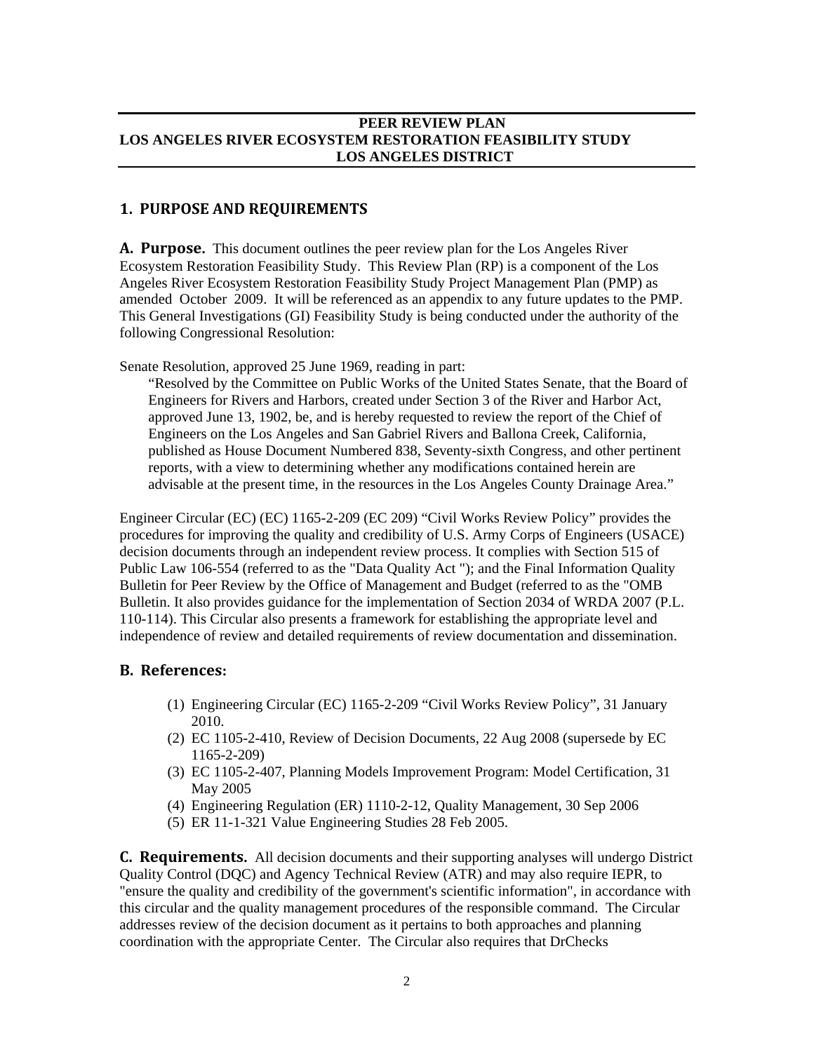**PEER REVIEW PLAN**
**LOS ANGELES RIVER ECOSYSTEM RESTORATION FEASIBILITY STUDY**
**LOS ANGELES DISTRICT**

## 1. PURPOSE AND REQUIREMENTS

**A. Purpose.** This document outlines the peer review plan for the Los Angeles River Ecosystem Restoration Feasibility Study. This Review Plan (RP) is a component of the Los Angeles River Ecosystem Restoration Feasibility Study Project Management Plan (PMP) as amended October 2009. It will be referenced as an appendix to any future updates to the PMP. This General Investigations (GI) Feasibility Study is being conducted under the authority of the following Congressional Resolution:

Senate Resolution, approved 25 June 1969, reading in part:

> "Resolved by the Committee on Public Works of the United States Senate, that the Board of Engineers for Rivers and Harbors, created under Section 3 of the River and Harbor Act, approved June 13, 1902, be, and is hereby requested to review the report of the Chief of Engineers on the Los Angeles and San Gabriel Rivers and Ballona Creek, California, published as House Document Numbered 838, Seventy-sixth Congress, and other pertinent reports, with a view to determining whether any modifications contained herein are advisable at the present time, in the resources in the Los Angeles County Drainage Area."

Engineer Circular (EC) (EC) 1165-2-209 (EC 209) "Civil Works Review Policy" provides the procedures for improving the quality and credibility of U.S. Army Corps of Engineers (USACE) decision documents through an independent review process. It complies with Section 515 of Public Law 106-554 (referred to as the "Data Quality Act "); and the Final Information Quality Bulletin for Peer Review by the Office of Management and Budget (referred to as the "OMB Bulletin. It also provides guidance for the implementation of Section 2034 of WRDA 2007 (P.L. 110-114). This Circular also presents a framework for establishing the appropriate level and independence of review and detailed requirements of review documentation and dissemination.

**B. References:**

(1) Engineering Circular (EC) 1165-2-209 "Civil Works Review Policy", 31 January 2010.
(2) EC 1105-2-410, Review of Decision Documents, 22 Aug 2008 (supersede by EC 1165-2-209)
(3) EC 1105-2-407, Planning Models Improvement Program: Model Certification, 31 May 2005
(4) Engineering Regulation (ER) 1110-2-12, Quality Management, 30 Sep 2006
(5) ER 11-1-321 Value Engineering Studies 28 Feb 2005.

**C. Requirements.** All decision documents and their supporting analyses will undergo District Quality Control (DQC) and Agency Technical Review (ATR) and may also require IEPR, to "ensure the quality and credibility of the government's scientific information", in accordance with this circular and the quality management procedures of the responsible command. The Circular addresses review of the decision document as it pertains to both approaches and planning coordination with the appropriate Center. The Circular also requires that DrChecks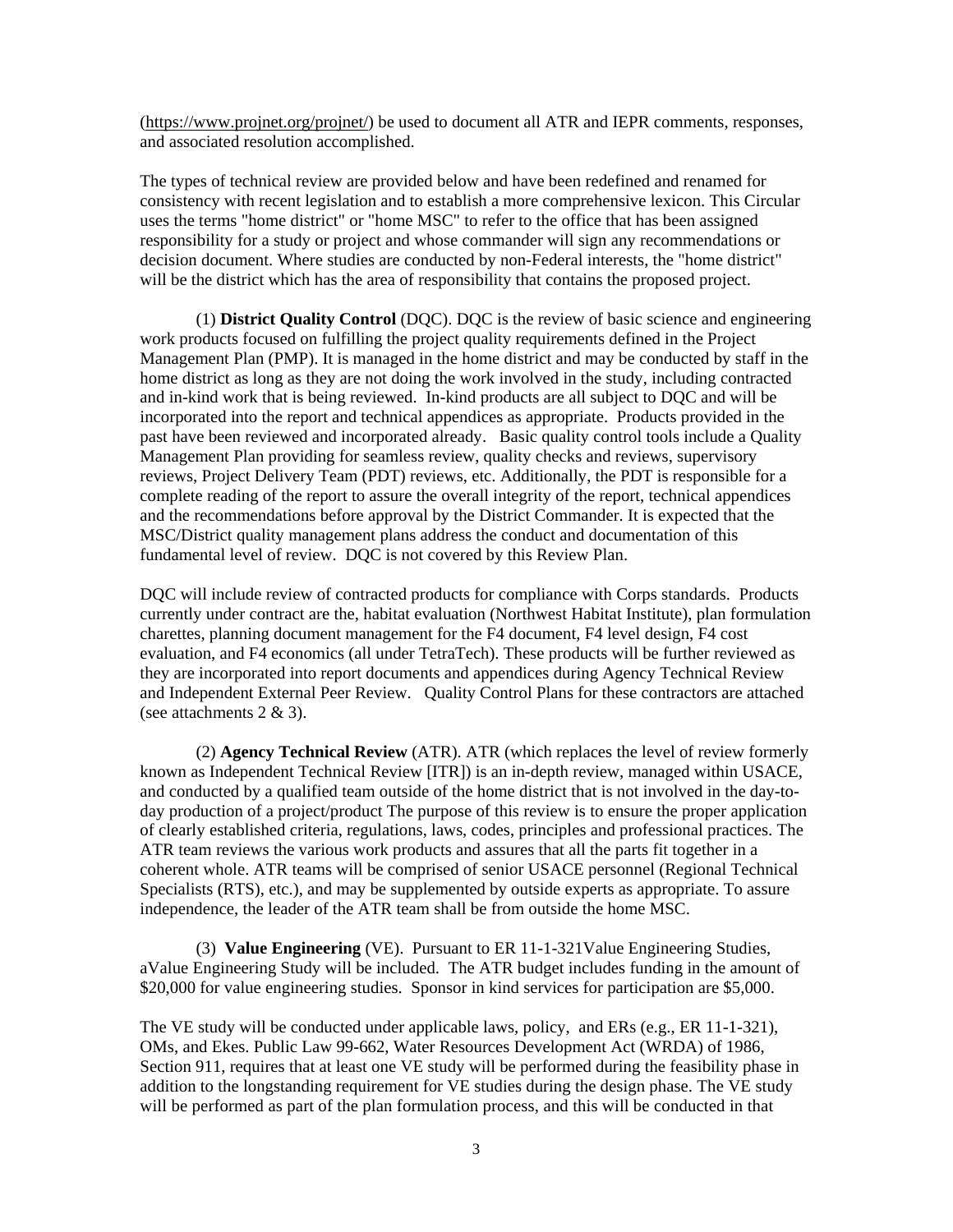(https://www.projnet.org/projnet/) be used to document all ATR and IEPR comments, responses, and associated resolution accomplished.

The types of technical review are provided below and have been redefined and renamed for consistency with recent legislation and to establish a more comprehensive lexicon. This Circular uses the terms "home district" or "home MSC" to refer to the office that has been assigned responsibility for a study or project and whose commander will sign any recommendations or decision document. Where studies are conducted by non-Federal interests, the "home district" will be the district which has the area of responsibility that contains the proposed project.

(1) **District Quality Control** (DQC). DQC is the review of basic science and engineering work products focused on fulfilling the project quality requirements defined in the Project Management Plan (PMP). It is managed in the home district and may be conducted by staff in the home district as long as they are not doing the work involved in the study, including contracted and in-kind work that is being reviewed. In-kind products are all subject to DQC and will be incorporated into the report and technical appendices as appropriate. Products provided in the past have been reviewed and incorporated already. Basic quality control tools include a Quality Management Plan providing for seamless review, quality checks and reviews, supervisory reviews, Project Delivery Team (PDT) reviews, etc. Additionally, the PDT is responsible for a complete reading of the report to assure the overall integrity of the report, technical appendices and the recommendations before approval by the District Commander. It is expected that the MSC/District quality management plans address the conduct and documentation of this fundamental level of review. DQC is not covered by this Review Plan.

DQC will include review of contracted products for compliance with Corps standards. Products currently under contract are the, habitat evaluation (Northwest Habitat Institute), plan formulation charettes, planning document management for the F4 document, F4 level design, F4 cost evaluation, and F4 economics (all under TetraTech). These products will be further reviewed as they are incorporated into report documents and appendices during Agency Technical Review and Independent External Peer Review. Quality Control Plans for these contractors are attached (see attachments 2 & 3).

(2) **Agency Technical Review** (ATR). ATR (which replaces the level of review formerly known as Independent Technical Review [ITR]) is an in-depth review, managed within USACE, and conducted by a qualified team outside of the home district that is not involved in the day-to-day production of a project/product The purpose of this review is to ensure the proper application of clearly established criteria, regulations, laws, codes, principles and professional practices. The ATR team reviews the various work products and assures that all the parts fit together in a coherent whole. ATR teams will be comprised of senior USACE personnel (Regional Technical Specialists (RTS), etc.), and may be supplemented by outside experts as appropriate. To assure independence, the leader of the ATR team shall be from outside the home MSC.

(3) **Value Engineering** (VE). Pursuant to ER 11-1-321Value Engineering Studies, aValue Engineering Study will be included. The ATR budget includes funding in the amount of $20,000 for value engineering studies. Sponsor in kind services for participation are $5,000.

The VE study will be conducted under applicable laws, policy, and ERs (e.g., ER 11-1-321), OMs, and Ekes. Public Law 99-662, Water Resources Development Act (WRDA) of 1986, Section 911, requires that at least one VE study will be performed during the feasibility phase in addition to the longstanding requirement for VE studies during the design phase. The VE study will be performed as part of the plan formulation process, and this will be conducted in that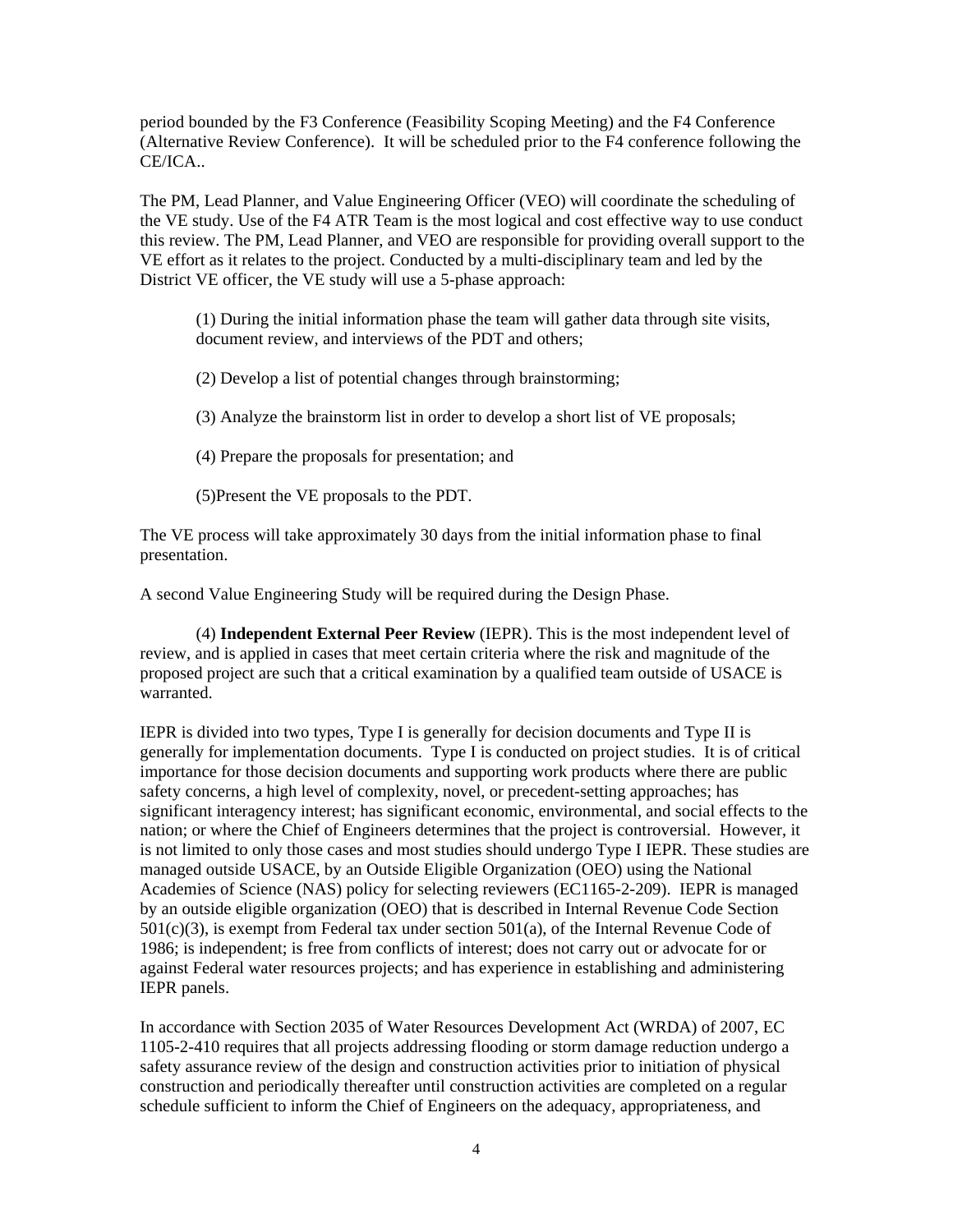period bounded by the F3 Conference (Feasibility Scoping Meeting) and the F4 Conference (Alternative Review Conference). It will be scheduled prior to the F4 conference following the CE/ICA..

The PM, Lead Planner, and Value Engineering Officer (VEO) will coordinate the scheduling of the VE study. Use of the F4 ATR Team is the most logical and cost effective way to use conduct this review. The PM, Lead Planner, and VEO are responsible for providing overall support to the VE effort as it relates to the project. Conducted by a multi-disciplinary team and led by the District VE officer, the VE study will use a 5-phase approach:

(1) During the initial information phase the team will gather data through site visits, document review, and interviews of the PDT and others;

(2) Develop a list of potential changes through brainstorming;

(3) Analyze the brainstorm list in order to develop a short list of VE proposals;

(4) Prepare the proposals for presentation; and

(5)Present the VE proposals to the PDT.

The VE process will take approximately 30 days from the initial information phase to final presentation.

A second Value Engineering Study will be required during the Design Phase.

(4) **Independent External Peer Review** (IEPR). This is the most independent level of review, and is applied in cases that meet certain criteria where the risk and magnitude of the proposed project are such that a critical examination by a qualified team outside of USACE is warranted.

IEPR is divided into two types, Type I is generally for decision documents and Type II is generally for implementation documents. Type I is conducted on project studies. It is of critical importance for those decision documents and supporting work products where there are public safety concerns, a high level of complexity, novel, or precedent-setting approaches; has significant interagency interest; has significant economic, environmental, and social effects to the nation; or where the Chief of Engineers determines that the project is controversial. However, it is not limited to only those cases and most studies should undergo Type I IEPR. These studies are managed outside USACE, by an Outside Eligible Organization (OEO) using the National Academies of Science (NAS) policy for selecting reviewers (EC1165-2-209). IEPR is managed by an outside eligible organization (OEO) that is described in Internal Revenue Code Section 501(c)(3), is exempt from Federal tax under section 501(a), of the Internal Revenue Code of 1986; is independent; is free from conflicts of interest; does not carry out or advocate for or against Federal water resources projects; and has experience in establishing and administering IEPR panels.

In accordance with Section 2035 of Water Resources Development Act (WRDA) of 2007, EC 1105-2-410 requires that all projects addressing flooding or storm damage reduction undergo a safety assurance review of the design and construction activities prior to initiation of physical construction and periodically thereafter until construction activities are completed on a regular schedule sufficient to inform the Chief of Engineers on the adequacy, appropriateness, and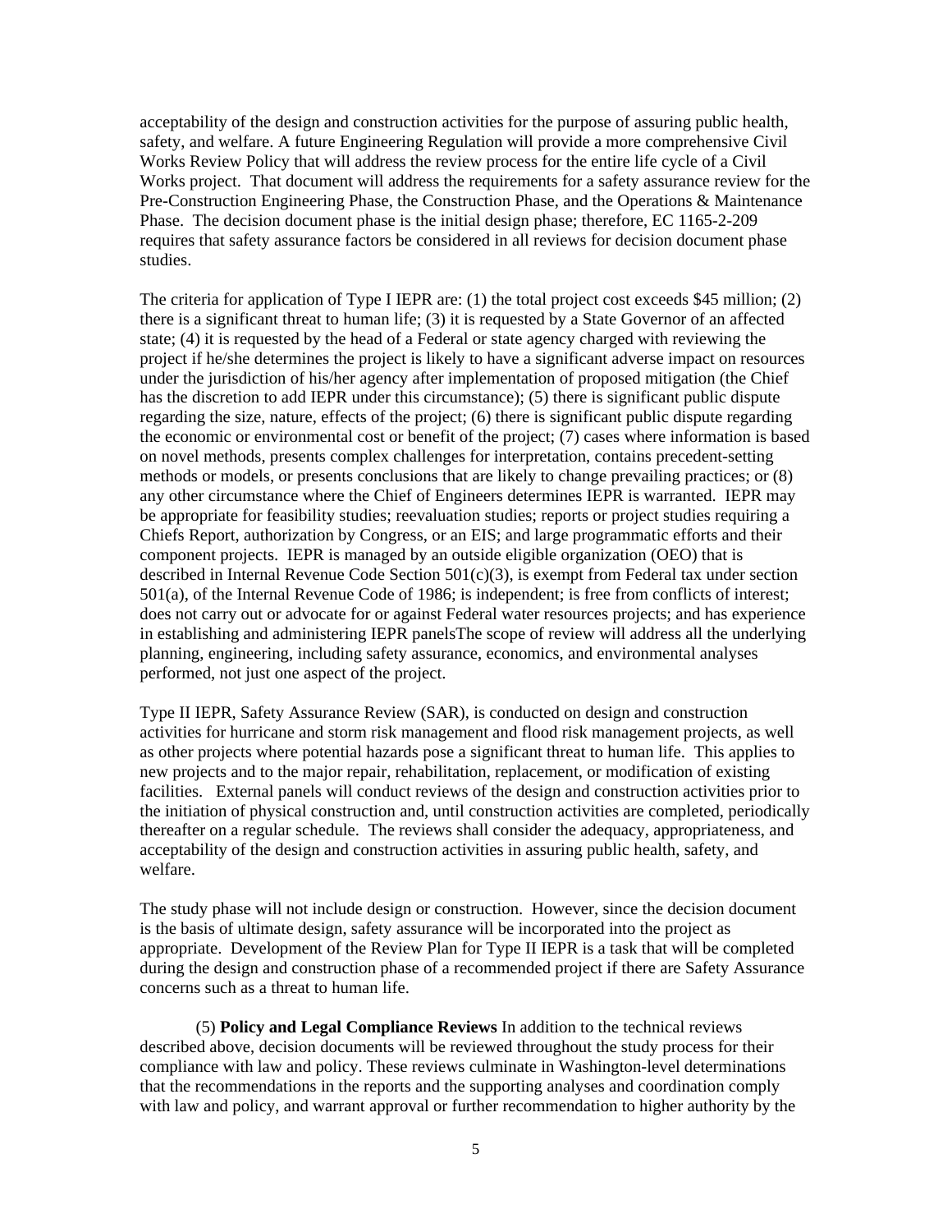acceptability of the design and construction activities for the purpose of assuring public health, safety, and welfare. A future Engineering Regulation will provide a more comprehensive Civil Works Review Policy that will address the review process for the entire life cycle of a Civil Works project. That document will address the requirements for a safety assurance review for the Pre-Construction Engineering Phase, the Construction Phase, and the Operations & Maintenance Phase. The decision document phase is the initial design phase; therefore, EC 1165-2-209 requires that safety assurance factors be considered in all reviews for decision document phase studies.

The criteria for application of Type I IEPR are: (1) the total project cost exceeds $45 million; (2) there is a significant threat to human life; (3) it is requested by a State Governor of an affected state; (4) it is requested by the head of a Federal or state agency charged with reviewing the project if he/she determines the project is likely to have a significant adverse impact on resources under the jurisdiction of his/her agency after implementation of proposed mitigation (the Chief has the discretion to add IEPR under this circumstance); (5) there is significant public dispute regarding the size, nature, effects of the project; (6) there is significant public dispute regarding the economic or environmental cost or benefit of the project; (7) cases where information is based on novel methods, presents complex challenges for interpretation, contains precedent-setting methods or models, or presents conclusions that are likely to change prevailing practices; or (8) any other circumstance where the Chief of Engineers determines IEPR is warranted. IEPR may be appropriate for feasibility studies; reevaluation studies; reports or project studies requiring a Chiefs Report, authorization by Congress, or an EIS; and large programmatic efforts and their component projects. IEPR is managed by an outside eligible organization (OEO) that is described in Internal Revenue Code Section 501(c)(3), is exempt from Federal tax under section 501(a), of the Internal Revenue Code of 1986; is independent; is free from conflicts of interest; does not carry out or advocate for or against Federal water resources projects; and has experience in establishing and administering IEPR panelsThe scope of review will address all the underlying planning, engineering, including safety assurance, economics, and environmental analyses performed, not just one aspect of the project.

Type II IEPR, Safety Assurance Review (SAR), is conducted on design and construction activities for hurricane and storm risk management and flood risk management projects, as well as other projects where potential hazards pose a significant threat to human life. This applies to new projects and to the major repair, rehabilitation, replacement, or modification of existing facilities. External panels will conduct reviews of the design and construction activities prior to the initiation of physical construction and, until construction activities are completed, periodically thereafter on a regular schedule. The reviews shall consider the adequacy, appropriateness, and acceptability of the design and construction activities in assuring public health, safety, and welfare.

The study phase will not include design or construction. However, since the decision document is the basis of ultimate design, safety assurance will be incorporated into the project as appropriate. Development of the Review Plan for Type II IEPR is a task that will be completed during the design and construction phase of a recommended project if there are Safety Assurance concerns such as a threat to human life.

(5) **Policy and Legal Compliance Reviews** In addition to the technical reviews described above, decision documents will be reviewed throughout the study process for their compliance with law and policy. These reviews culminate in Washington-level determinations that the recommendations in the reports and the supporting analyses and coordination comply with law and policy, and warrant approval or further recommendation to higher authority by the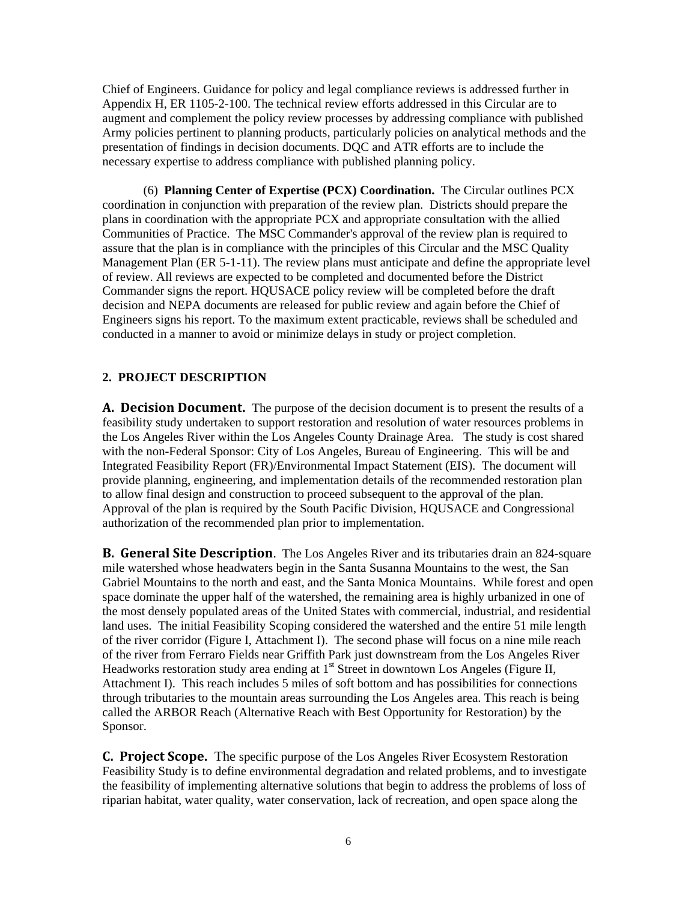Chief of Engineers. Guidance for policy and legal compliance reviews is addressed further in Appendix H, ER 1105-2-100. The technical review efforts addressed in this Circular are to augment and complement the policy review processes by addressing compliance with published Army policies pertinent to planning products, particularly policies on analytical methods and the presentation of findings in decision documents. DQC and ATR efforts are to include the necessary expertise to address compliance with published planning policy.

(6) **Planning Center of Expertise (PCX) Coordination.** The Circular outlines PCX coordination in conjunction with preparation of the review plan. Districts should prepare the plans in coordination with the appropriate PCX and appropriate consultation with the allied Communities of Practice. The MSC Commander's approval of the review plan is required to assure that the plan is in compliance with the principles of this Circular and the MSC Quality Management Plan (ER 5-1-11). The review plans must anticipate and define the appropriate level of review. All reviews are expected to be completed and documented before the District Commander signs the report. HQUSACE policy review will be completed before the draft decision and NEPA documents are released for public review and again before the Chief of Engineers signs his report. To the maximum extent practicable, reviews shall be scheduled and conducted in a manner to avoid or minimize delays in study or project completion.

## 2. PROJECT DESCRIPTION

**A. Decision Document.** The purpose of the decision document is to present the results of a feasibility study undertaken to support restoration and resolution of water resources problems in the Los Angeles River within the Los Angeles County Drainage Area. The study is cost shared with the non-Federal Sponsor: City of Los Angeles, Bureau of Engineering. This will be and Integrated Feasibility Report (FR)/Environmental Impact Statement (EIS). The document will provide planning, engineering, and implementation details of the recommended restoration plan to allow final design and construction to proceed subsequent to the approval of the plan. Approval of the plan is required by the South Pacific Division, HQUSACE and Congressional authorization of the recommended plan prior to implementation.

**B. General Site Description**. The Los Angeles River and its tributaries drain an 824-square mile watershed whose headwaters begin in the Santa Susanna Mountains to the west, the San Gabriel Mountains to the north and east, and the Santa Monica Mountains. While forest and open space dominate the upper half of the watershed, the remaining area is highly urbanized in one of the most densely populated areas of the United States with commercial, industrial, and residential land uses. The initial Feasibility Scoping considered the watershed and the entire 51 mile length of the river corridor (Figure I, Attachment I). The second phase will focus on a nine mile reach of the river from Ferraro Fields near Griffith Park just downstream from the Los Angeles River Headworks restoration study area ending at 1st Street in downtown Los Angeles (Figure II, Attachment I). This reach includes 5 miles of soft bottom and has possibilities for connections through tributaries to the mountain areas surrounding the Los Angeles area. This reach is being called the ARBOR Reach (Alternative Reach with Best Opportunity for Restoration) by the Sponsor.

**C. Project Scope.** The specific purpose of the Los Angeles River Ecosystem Restoration Feasibility Study is to define environmental degradation and related problems, and to investigate the feasibility of implementing alternative solutions that begin to address the problems of loss of riparian habitat, water quality, water conservation, lack of recreation, and open space along the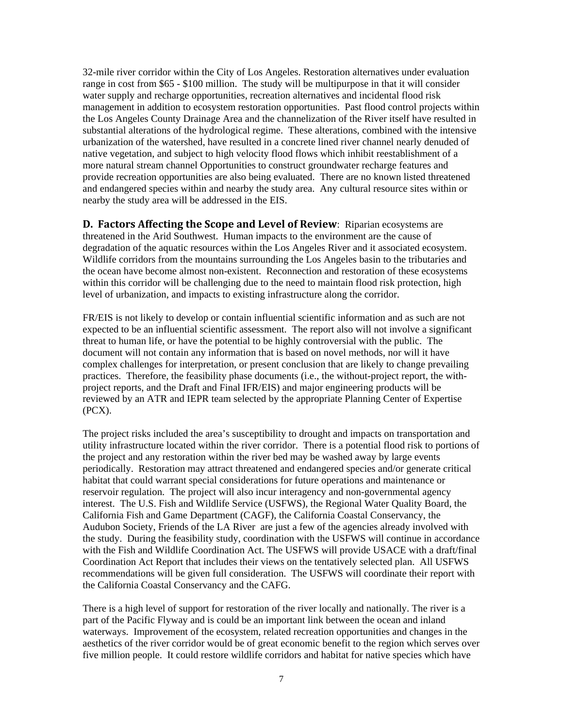32-mile river corridor within the City of Los Angeles. Restoration alternatives under evaluation range in cost from $65 - $100 million. The study will be multipurpose in that it will consider water supply and recharge opportunities, recreation alternatives and incidental flood risk management in addition to ecosystem restoration opportunities. Past flood control projects within the Los Angeles County Drainage Area and the channelization of the River itself have resulted in substantial alterations of the hydrological regime. These alterations, combined with the intensive urbanization of the watershed, have resulted in a concrete lined river channel nearly denuded of native vegetation, and subject to high velocity flood flows which inhibit reestablishment of a more natural stream channel Opportunities to construct groundwater recharge features and provide recreation opportunities are also being evaluated. There are no known listed threatened and endangered species within and nearby the study area. Any cultural resource sites within or nearby the study area will be addressed in the EIS.

**D. Factors Affecting the Scope and Level of Review**: Riparian ecosystems are threatened in the Arid Southwest. Human impacts to the environment are the cause of degradation of the aquatic resources within the Los Angeles River and it associated ecosystem. Wildlife corridors from the mountains surrounding the Los Angeles basin to the tributaries and the ocean have become almost non-existent. Reconnection and restoration of these ecosystems within this corridor will be challenging due to the need to maintain flood risk protection, high level of urbanization, and impacts to existing infrastructure along the corridor.

FR/EIS is not likely to develop or contain influential scientific information and as such are not expected to be an influential scientific assessment. The report also will not involve a significant threat to human life, or have the potential to be highly controversial with the public. The document will not contain any information that is based on novel methods, nor will it have complex challenges for interpretation, or present conclusion that are likely to change prevailing practices. Therefore, the feasibility phase documents (i.e., the without-project report, the with-project reports, and the Draft and Final IFR/EIS) and major engineering products will be reviewed by an ATR and IEPR team selected by the appropriate Planning Center of Expertise (PCX).

The project risks included the area's susceptibility to drought and impacts on transportation and utility infrastructure located within the river corridor. There is a potential flood risk to portions of the project and any restoration within the river bed may be washed away by large events periodically. Restoration may attract threatened and endangered species and/or generate critical habitat that could warrant special considerations for future operations and maintenance or reservoir regulation. The project will also incur interagency and non-governmental agency interest. The U.S. Fish and Wildlife Service (USFWS), the Regional Water Quality Board, the California Fish and Game Department (CAGF), the California Coastal Conservancy, the Audubon Society, Friends of the LA River are just a few of the agencies already involved with the study. During the feasibility study, coordination with the USFWS will continue in accordance with the Fish and Wildlife Coordination Act. The USFWS will provide USACE with a draft/final Coordination Act Report that includes their views on the tentatively selected plan. All USFWS recommendations will be given full consideration. The USFWS will coordinate their report with the California Coastal Conservancy and the CAFG.

There is a high level of support for restoration of the river locally and nationally. The river is a part of the Pacific Flyway and is could be an important link between the ocean and inland waterways. Improvement of the ecosystem, related recreation opportunities and changes in the aesthetics of the river corridor would be of great economic benefit to the region which serves over five million people. It could restore wildlife corridors and habitat for native species which have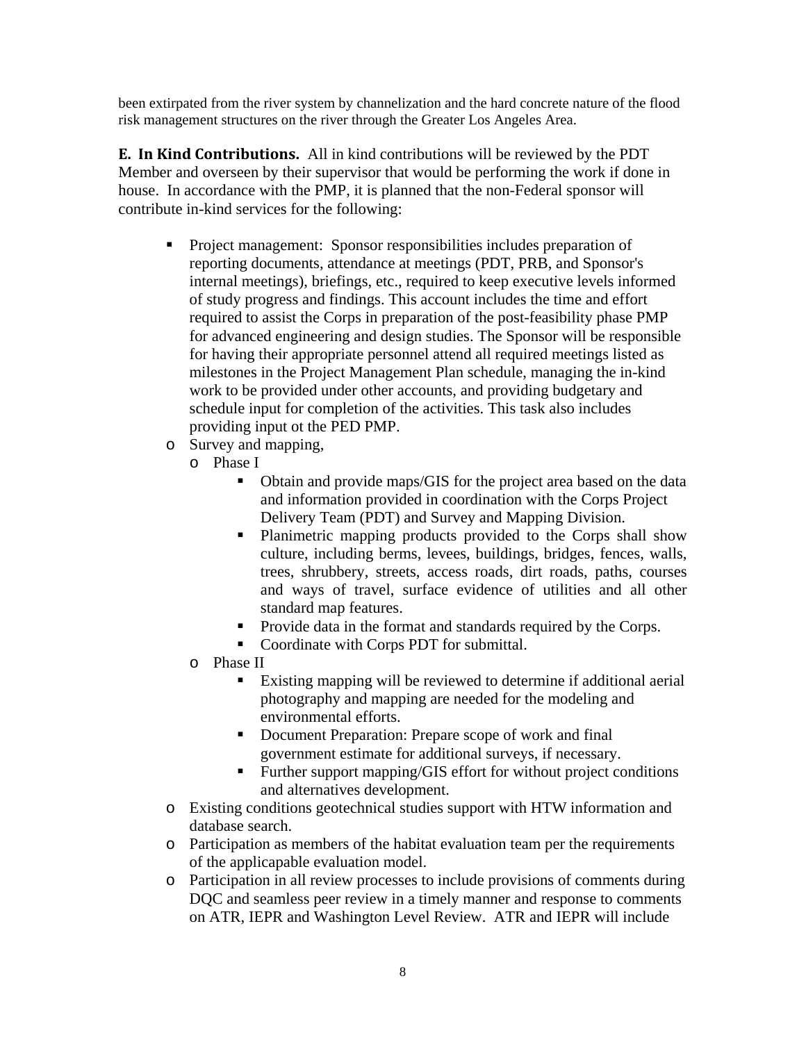been extirpated from the river system by channelization and the hard concrete nature of the flood risk management structures on the river through the Greater Los Angeles Area.

**E. In Kind Contributions.** All in kind contributions will be reviewed by the PDT Member and overseen by their supervisor that would be performing the work if done in house. In accordance with the PMP, it is planned that the non-Federal sponsor will contribute in-kind services for the following:

- Project management: Sponsor responsibilities includes preparation of reporting documents, attendance at meetings (PDT, PRB, and Sponsor's internal meetings), briefings, etc., required to keep executive levels informed of study progress and findings. This account includes the time and effort required to assist the Corps in preparation of the post-feasibility phase PMP for advanced engineering and design studies. The Sponsor will be responsible for having their appropriate personnel attend all required meetings listed as milestones in the Project Management Plan schedule, managing the in-kind work to be provided under other accounts, and providing budgetary and schedule input for completion of the activities. This task also includes providing input ot the PED PMP.
- Survey and mapping,
  - Phase I
    - Obtain and provide maps/GIS for the project area based on the data and information provided in coordination with the Corps Project Delivery Team (PDT) and Survey and Mapping Division.
    - Planimetric mapping products provided to the Corps shall show culture, including berms, levees, buildings, bridges, fences, walls, trees, shrubbery, streets, access roads, dirt roads, paths, courses and ways of travel, surface evidence of utilities and all other standard map features.
    - Provide data in the format and standards required by the Corps.
    - Coordinate with Corps PDT for submittal.
  - Phase II
    - Existing mapping will be reviewed to determine if additional aerial photography and mapping are needed for the modeling and environmental efforts.
    - Document Preparation: Prepare scope of work and final government estimate for additional surveys, if necessary.
    - Further support mapping/GIS effort for without project conditions and alternatives development.
- Existing conditions geotechnical studies support with HTW information and database search.
- Participation as members of the habitat evaluation team per the requirements of the applicapable evaluation model.
- Participation in all review processes to include provisions of comments during DQC and seamless peer review in a timely manner and response to comments on ATR, IEPR and Washington Level Review. ATR and IEPR will include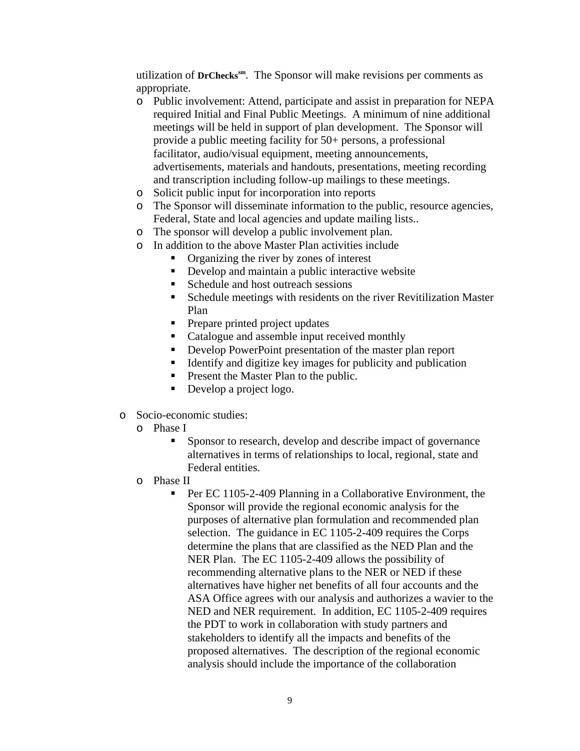utilization of **DrChecks**sm.  The Sponsor will make revisions per comments as appropriate.

- Public involvement: Attend, participate and assist in preparation for NEPA required Initial and Final Public Meetings.  A minimum of nine additional meetings will be held in support of plan development.  The Sponsor will provide a public meeting facility for 50+ persons, a professional facilitator, audio/visual equipment, meeting announcements, advertisements, materials and handouts, presentations, meeting recording and transcription including follow-up mailings to these meetings.
- Solicit public input for incorporation into reports
- The Sponsor will disseminate information to the public, resource agencies, Federal, State and local agencies and update mailing lists..
- The sponsor will develop a public involvement plan.
- In addition to the above Master Plan activities include
    - Organizing the river by zones of interest
    - Develop and maintain a public interactive website
    - Schedule and host outreach sessions
    - Schedule meetings with residents on the river Revitilization Master Plan
    - Prepare printed project updates
    - Catalogue and assemble input received monthly
    - Develop PowerPoint presentation of the master plan report
    - Identify and digitize key images for publicity and publication
    - Present the Master Plan to the public.
    - Develop a project logo.

- Socio-economic studies:
    - Phase I
        - Sponsor to research, develop and describe impact of governance alternatives in terms of relationships to local, regional, state and Federal entities.
    - Phase II
        - Per EC 1105-2-409 Planning in a Collaborative Environment, the Sponsor will provide the regional economic analysis for the purposes of alternative plan formulation and recommended plan selection.  The guidance in EC 1105-2-409 requires the Corps determine the plans that are classified as the NED Plan and the NER Plan.  The EC 1105-2-409 allows the possibility of recommending alternative plans to the NER or NED if these alternatives have higher net benefits of all four accounts and the ASA Office agrees with our analysis and authorizes a wavier to the NED and NER requirement.  In addition, EC 1105-2-409 requires the PDT to work in collaboration with study partners and stakeholders to identify all the impacts and benefits of the proposed alternatives.  The description of the regional economic analysis should include the importance of the collaboration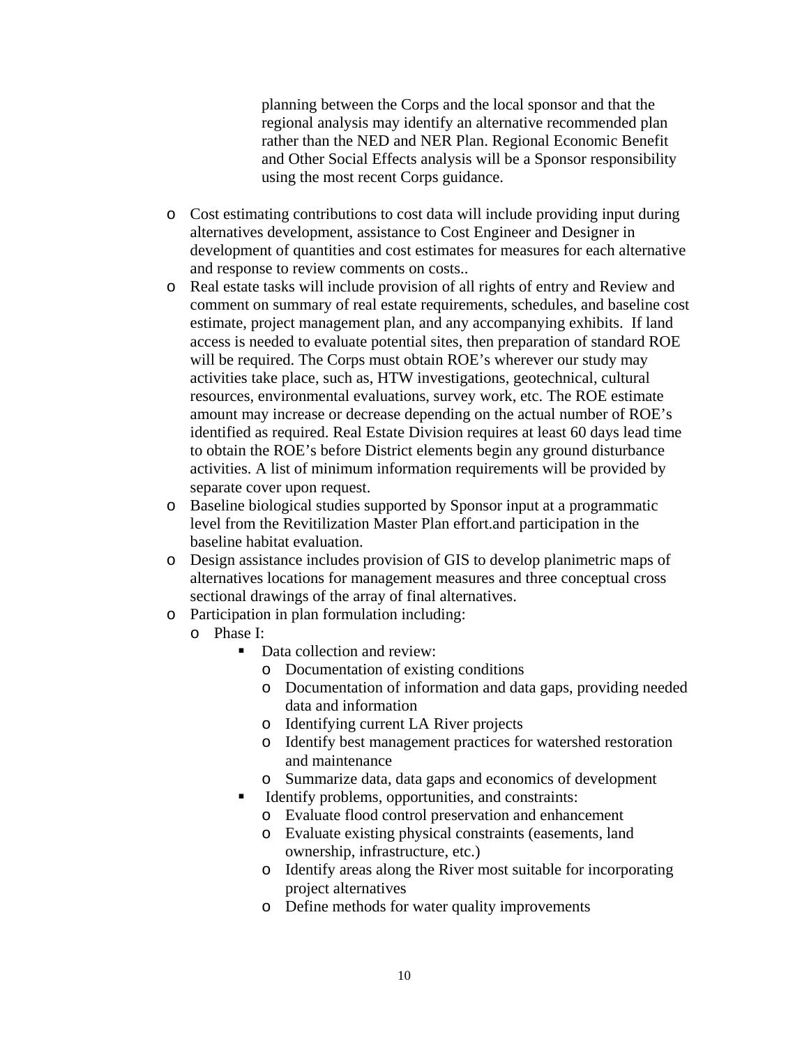planning between the Corps and the local sponsor and that the regional analysis may identify an alternative recommended plan rather than the NED and NER Plan. Regional Economic Benefit and Other Social Effects analysis will be a Sponsor responsibility using the most recent Corps guidance.

- Cost estimating contributions to cost data will include providing input during alternatives development, assistance to Cost Engineer and Designer in development of quantities and cost estimates for measures for each alternative and response to review comments on costs..
- Real estate tasks will include provision of all rights of entry and Review and comment on summary of real estate requirements, schedules, and baseline cost estimate, project management plan, and any accompanying exhibits. If land access is needed to evaluate potential sites, then preparation of standard ROE will be required. The Corps must obtain ROE's wherever our study may activities take place, such as, HTW investigations, geotechnical, cultural resources, environmental evaluations, survey work, etc. The ROE estimate amount may increase or decrease depending on the actual number of ROE's identified as required. Real Estate Division requires at least 60 days lead time to obtain the ROE's before District elements begin any ground disturbance activities. A list of minimum information requirements will be provided by separate cover upon request.
- Baseline biological studies supported by Sponsor input at a programmatic level from the Revitilization Master Plan effort.and participation in the baseline habitat evaluation.
- Design assistance includes provision of GIS to develop planimetric maps of alternatives locations for management measures and three conceptual cross sectional drawings of the array of final alternatives.
- Participation in plan formulation including:
  - Phase I:
    - Data collection and review:
      - Documentation of existing conditions
      - Documentation of information and data gaps, providing needed data and information
      - Identifying current LA River projects
      - Identify best management practices for watershed restoration and maintenance
      - Summarize data, data gaps and economics of development
    - Identify problems, opportunities, and constraints:
      - Evaluate flood control preservation and enhancement
      - Evaluate existing physical constraints (easements, land ownership, infrastructure, etc.)
      - Identify areas along the River most suitable for incorporating project alternatives
      - Define methods for water quality improvements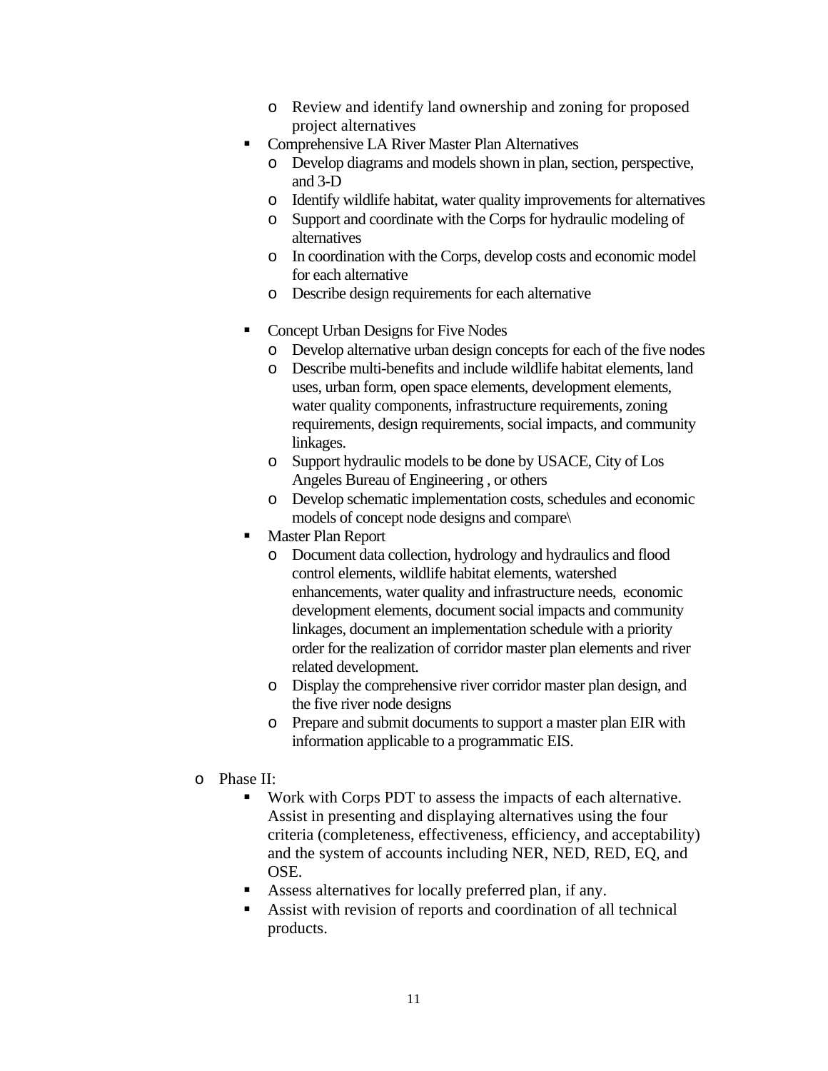- Review and identify land ownership and zoning for proposed project alternatives
  - Comprehensive LA River Master Plan Alternatives
    - Develop diagrams and models shown in plan, section, perspective, and 3-D
    - Identify wildlife habitat, water quality improvements for alternatives
    - Support and coordinate with the Corps for hydraulic modeling of alternatives
    - In coordination with the Corps, develop costs and economic model for each alternative
    - Describe design requirements for each alternative

  - Concept Urban Designs for Five Nodes
    - Develop alternative urban design concepts for each of the five nodes
    - Describe multi-benefits and include wildlife habitat elements, land uses, urban form, open space elements, development elements, water quality components, infrastructure requirements, zoning requirements, design requirements, social impacts, and community linkages.
    - Support hydraulic models to be done by USACE, City of Los Angeles Bureau of Engineering , or others
    - Develop schematic implementation costs, schedules and economic models of concept node designs and compare\
  - Master Plan Report
    - Document data collection, hydrology and hydraulics and flood control elements, wildlife habitat elements, watershed enhancements, water quality and infrastructure needs, economic development elements, document social impacts and community linkages, document an implementation schedule with a priority order for the realization of corridor master plan elements and river related development.
    - Display the comprehensive river corridor master plan design, and the five river node designs
    - Prepare and submit documents to support a master plan EIR with information applicable to a programmatic EIS.

- Phase II:
  - Work with Corps PDT to assess the impacts of each alternative. Assist in presenting and displaying alternatives using the four criteria (completeness, effectiveness, efficiency, and acceptability) and the system of accounts including NER, NED, RED, EQ, and OSE.
  - Assess alternatives for locally preferred plan, if any.
  - Assist with revision of reports and coordination of all technical products.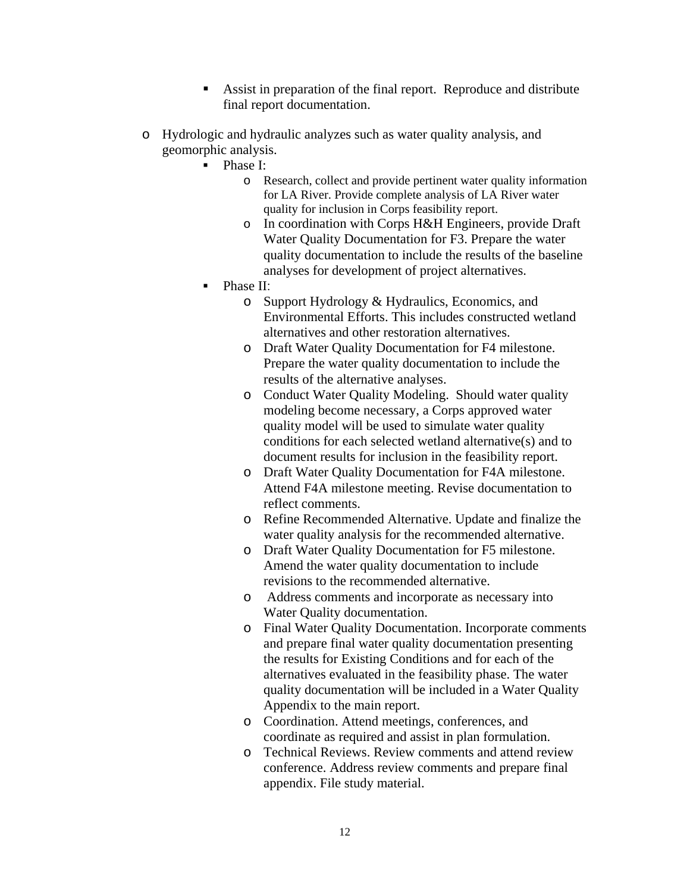- Assist in preparation of the final report. Reproduce and distribute final report documentation.

- Hydrologic and hydraulic analyzes such as water quality analysis, and geomorphic analysis.
    - Phase I:
        - Research, collect and provide pertinent water quality information for LA River. Provide complete analysis of LA River water quality for inclusion in Corps feasibility report.
        - In coordination with Corps H&H Engineers, provide Draft Water Quality Documentation for F3. Prepare the water quality documentation to include the results of the baseline analyses for development of project alternatives.
    - Phase II:
        - Support Hydrology & Hydraulics, Economics, and Environmental Efforts. This includes constructed wetland alternatives and other restoration alternatives.
        - Draft Water Quality Documentation for F4 milestone. Prepare the water quality documentation to include the results of the alternative analyses.
        - Conduct Water Quality Modeling. Should water quality modeling become necessary, a Corps approved water quality model will be used to simulate water quality conditions for each selected wetland alternative(s) and to document results for inclusion in the feasibility report.
        - Draft Water Quality Documentation for F4A milestone. Attend F4A milestone meeting. Revise documentation to reflect comments.
        - Refine Recommended Alternative. Update and finalize the water quality analysis for the recommended alternative.
        - Draft Water Quality Documentation for F5 milestone. Amend the water quality documentation to include revisions to the recommended alternative.
        - Address comments and incorporate as necessary into Water Quality documentation.
        - Final Water Quality Documentation. Incorporate comments and prepare final water quality documentation presenting the results for Existing Conditions and for each of the alternatives evaluated in the feasibility phase. The water quality documentation will be included in a Water Quality Appendix to the main report.
        - Coordination. Attend meetings, conferences, and coordinate as required and assist in plan formulation.
        - Technical Reviews. Review comments and attend review conference. Address review comments and prepare final appendix. File study material.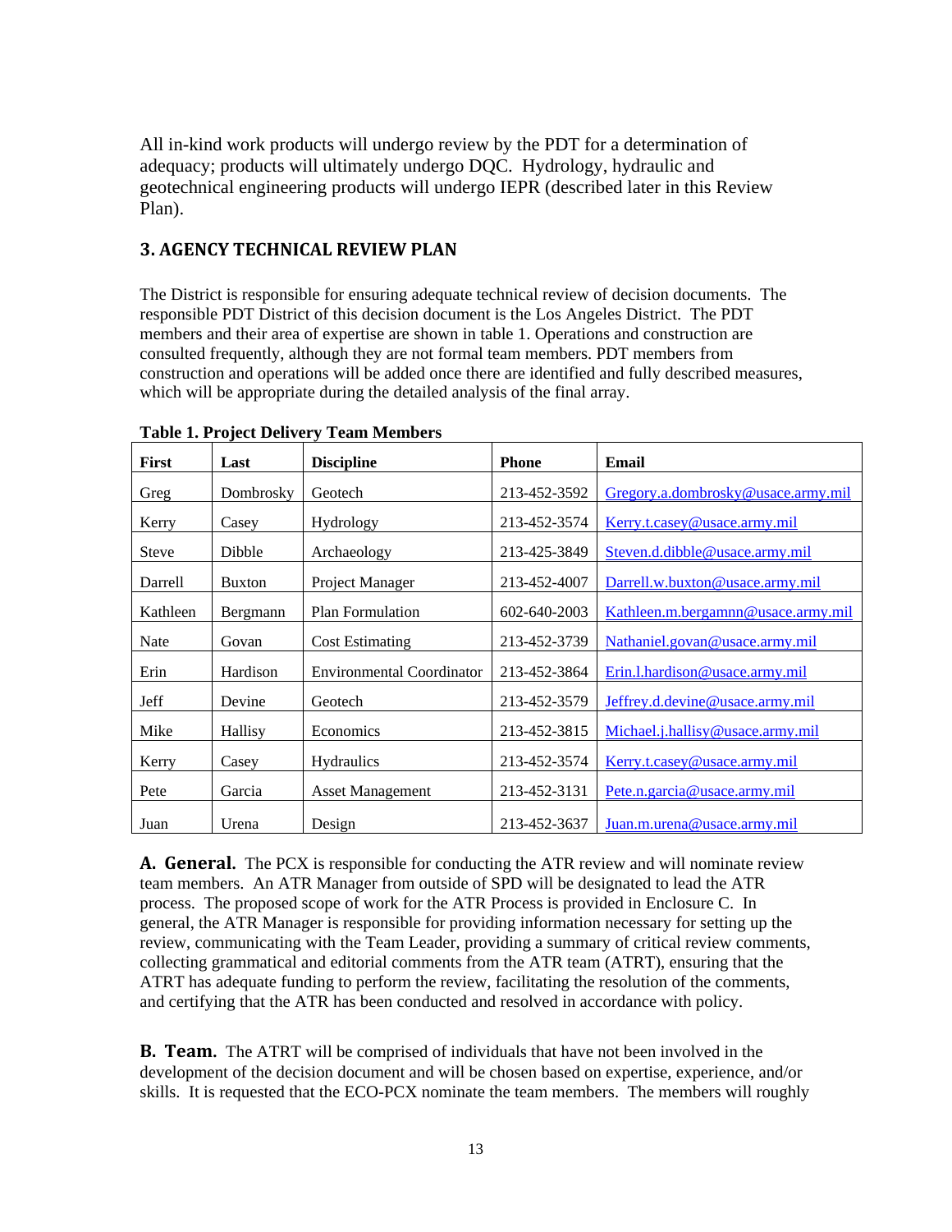All in-kind work products will undergo review by the PDT for a determination of adequacy; products will ultimately undergo DQC. Hydrology, hydraulic and geotechnical engineering products will undergo IEPR (described later in this Review Plan).

## 3. AGENCY TECHNICAL REVIEW PLAN

The District is responsible for ensuring adequate technical review of decision documents. The responsible PDT District of this decision document is the Los Angeles District. The PDT members and their area of expertise are shown in table 1. Operations and construction are consulted frequently, although they are not formal team members. PDT members from construction and operations will be added once there are identified and fully described measures, which will be appropriate during the detailed analysis of the final array.

**Table 1. Project Delivery Team Members**

| First | Last | Discipline | Phone | Email |
|---|---|---|---|---|
| Greg | Dombrosky | Geotech | 213-452-3592 | Gregory.a.dombrosky@usace.army.mil |
| Kerry | Casey | Hydrology | 213-452-3574 | Kerry.t.casey@usace.army.mil |
| Steve | Dibble | Archaeology | 213-425-3849 | Steven.d.dibble@usace.army.mil |
| Darrell | Buxton | Project Manager | 213-452-4007 | Darrell.w.buxton@usace.army.mil |
| Kathleen | Bergmann | Plan Formulation | 602-640-2003 | Kathleen.m.bergamnn@usace.army.mil |
| Nate | Govan | Cost Estimating | 213-452-3739 | Nathaniel.govan@usace.army.mil |
| Erin | Hardison | Environmental Coordinator | 213-452-3864 | Erin.l.hardison@usace.army.mil |
| Jeff | Devine | Geotech | 213-452-3579 | Jeffrey.d.devine@usace.army.mil |
| Mike | Hallisy | Economics | 213-452-3815 | Michael.j.hallisy@usace.army.mil |
| Kerry | Casey | Hydraulics | 213-452-3574 | Kerry.t.casey@usace.army.mil |
| Pete | Garcia | Asset Management | 213-452-3131 | Pete.n.garcia@usace.army.mil |
| Juan | Urena | Design | 213-452-3637 | Juan.m.urena@usace.army.mil |

**A. General.** The PCX is responsible for conducting the ATR review and will nominate review team members. An ATR Manager from outside of SPD will be designated to lead the ATR process. The proposed scope of work for the ATR Process is provided in Enclosure C. In general, the ATR Manager is responsible for providing information necessary for setting up the review, communicating with the Team Leader, providing a summary of critical review comments, collecting grammatical and editorial comments from the ATR team (ATRT), ensuring that the ATRT has adequate funding to perform the review, facilitating the resolution of the comments, and certifying that the ATR has been conducted and resolved in accordance with policy.

**B. Team.** The ATRT will be comprised of individuals that have not been involved in the development of the decision document and will be chosen based on expertise, experience, and/or skills. It is requested that the ECO-PCX nominate the team members. The members will roughly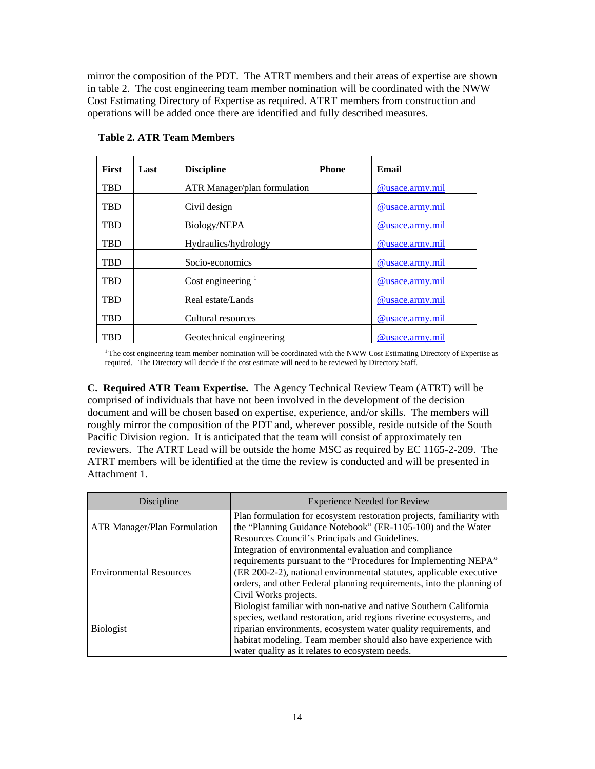mirror the composition of the PDT. The ATRT members and their areas of expertise are shown in table 2. The cost engineering team member nomination will be coordinated with the NWW Cost Estimating Directory of Expertise as required. ATRT members from construction and operations will be added once there are identified and fully described measures.

**Table 2. ATR Team Members**

| First | Last | Discipline | Phone | Email |
|---|---|---|---|---|
| TBD | | ATR Manager/plan formulation | | @usace.army.mil |
| TBD | | Civil design | | @usace.army.mil |
| TBD | | Biology/NEPA | | @usace.army.mil |
| TBD | | Hydraulics/hydrology | | @usace.army.mil |
| TBD | | Socio-economics | | @usace.army.mil |
| TBD | | Cost engineering [1] | | @usace.army.mil |
| TBD | | Real estate/Lands | | @usace.army.mil |
| TBD | | Cultural resources | | @usace.army.mil |
| TBD | | Geotechnical engineering | | @usace.army.mil |

[1] The cost engineering team member nomination will be coordinated with the NWW Cost Estimating Directory of Expertise as required. The Directory will decide if the cost estimate will need to be reviewed by Directory Staff.

**C. Required ATR Team Expertise.** The Agency Technical Review Team (ATRT) will be comprised of individuals that have not been involved in the development of the decision document and will be chosen based on expertise, experience, and/or skills. The members will roughly mirror the composition of the PDT and, wherever possible, reside outside of the South Pacific Division region. It is anticipated that the team will consist of approximately ten reviewers. The ATRT Lead will be outside the home MSC as required by EC 1165-2-209. The ATRT members will be identified at the time the review is conducted and will be presented in Attachment 1.

| Discipline | Experience Needed for Review |
|---|---|
| ATR Manager/Plan Formulation | Plan formulation for ecosystem restoration projects, familiarity with the "Planning Guidance Notebook" (ER-1105-100) and the Water Resources Council's Principals and Guidelines. |
| Environmental Resources | Integration of environmental evaluation and compliance requirements pursuant to the "Procedures for Implementing NEPA" (ER 200-2-2), national environmental statutes, applicable executive orders, and other Federal planning requirements, into the planning of Civil Works projects. |
| Biologist | Biologist familiar with non-native and native Southern California species, wetland restoration, arid regions riverine ecosystems, and riparian environments, ecosystem water quality requirements, and habitat modeling. Team member should also have experience with water quality as it relates to ecosystem needs. |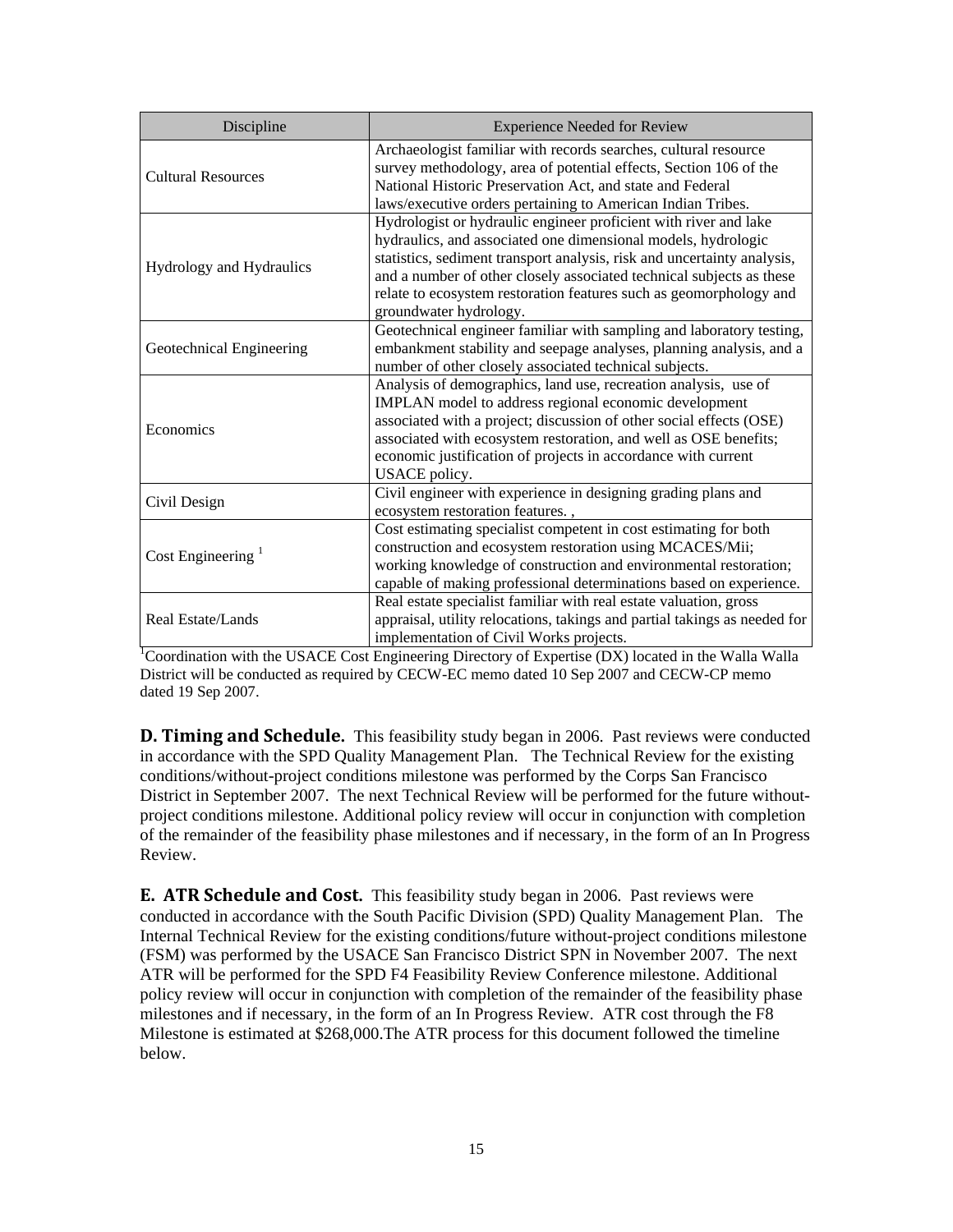| Discipline | Experience Needed for Review |
| --- | --- |
| Cultural Resources | Archaeologist familiar with records searches, cultural resource survey methodology, area of potential effects, Section 106 of the National Historic Preservation Act, and state and Federal laws/executive orders pertaining to American Indian Tribes. |
| Hydrology and Hydraulics | Hydrologist or hydraulic engineer proficient with river and lake hydraulics, and associated one dimensional models, hydrologic statistics, sediment transport analysis, risk and uncertainty analysis, and a number of other closely associated technical subjects as these relate to ecosystem restoration features such as geomorphology and groundwater hydrology. |
| Geotechnical Engineering | Geotechnical engineer familiar with sampling and laboratory testing, embankment stability and seepage analyses, planning analysis, and a number of other closely associated technical subjects. |
| Economics | Analysis of demographics, land use, recreation analysis, use of IMPLAN model to address regional economic development associated with a project; discussion of other social effects (OSE) associated with ecosystem restoration, and well as OSE benefits; economic justification of projects in accordance with current USACE policy. |
| Civil Design | Civil engineer with experience in designing grading plans and ecosystem restoration features. , |
| Cost Engineering [1] | Cost estimating specialist competent in cost estimating for both construction and ecosystem restoration using MCACES/Mii; working knowledge of construction and environmental restoration; capable of making professional determinations based on experience. |
| Real Estate/Lands | Real estate specialist familiar with real estate valuation, gross appraisal, utility relocations, takings and partial takings as needed for implementation of Civil Works projects. |

[1]Coordination with the USACE Cost Engineering Directory of Expertise (DX) located in the Walla Walla District will be conducted as required by CECW-EC memo dated 10 Sep 2007 and CECW-CP memo dated 19 Sep 2007.

**D. Timing and Schedule.** This feasibility study began in 2006. Past reviews were conducted in accordance with the SPD Quality Management Plan. The Technical Review for the existing conditions/without-project conditions milestone was performed by the Corps San Francisco District in September 2007. The next Technical Review will be performed for the future without-project conditions milestone. Additional policy review will occur in conjunction with completion of the remainder of the feasibility phase milestones and if necessary, in the form of an In Progress Review.

**E. ATR Schedule and Cost.** This feasibility study began in 2006. Past reviews were conducted in accordance with the South Pacific Division (SPD) Quality Management Plan. The Internal Technical Review for the existing conditions/future without-project conditions milestone (FSM) was performed by the USACE San Francisco District SPN in November 2007. The next ATR will be performed for the SPD F4 Feasibility Review Conference milestone. Additional policy review will occur in conjunction with completion of the remainder of the feasibility phase milestones and if necessary, in the form of an In Progress Review. ATR cost through the F8 Milestone is estimated at $268,000.The ATR process for this document followed the timeline below.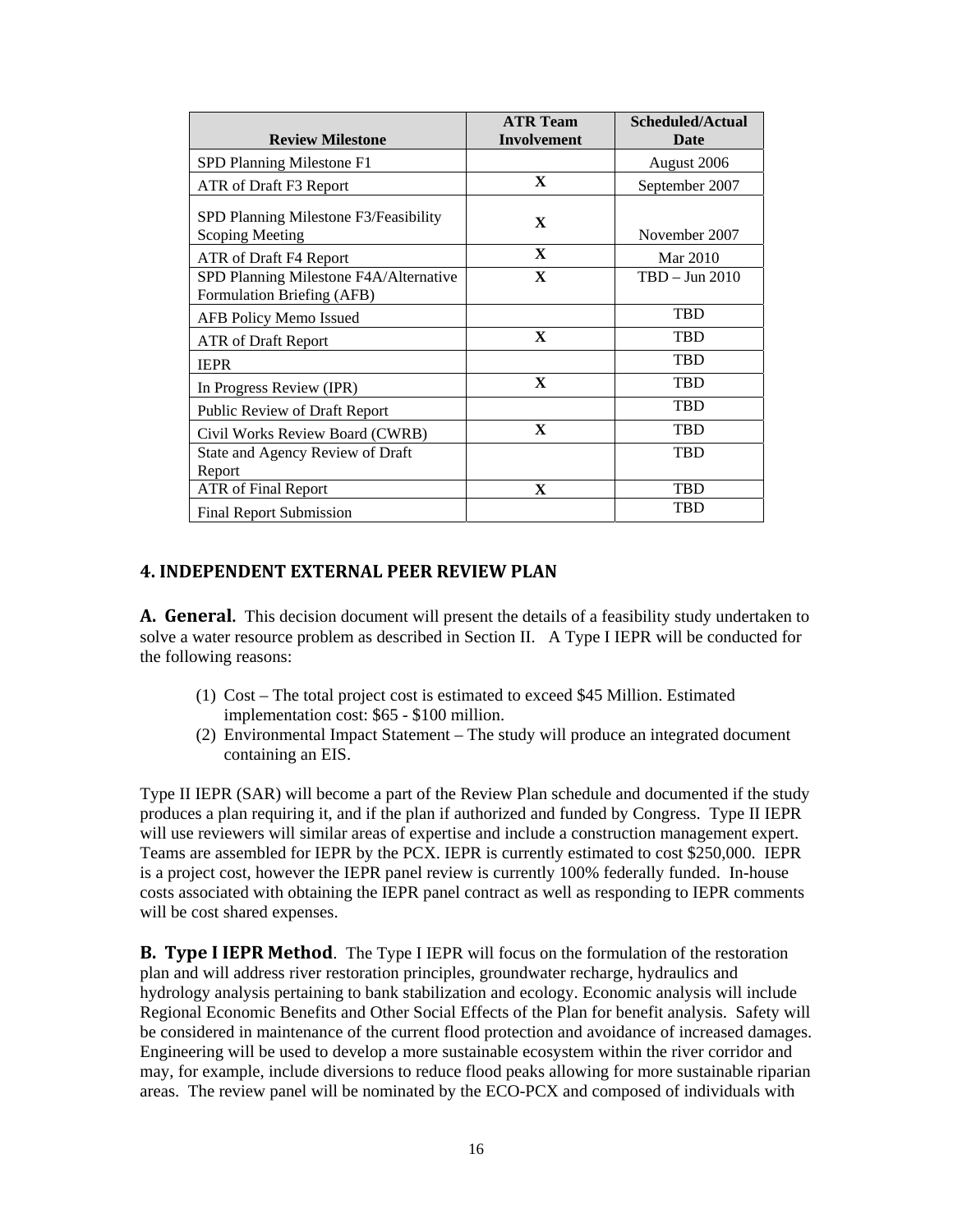| Review Milestone | ATR Team Involvement | Scheduled/Actual Date |
|---|---|---|
| SPD Planning Milestone F1 | | August 2006 |
| ATR of Draft F3 Report | X | September 2007 |
| SPD Planning Milestone F3/Feasibility Scoping Meeting | X | November 2007 |
| ATR of Draft F4 Report | X | Mar 2010 |
| SPD Planning Milestone F4A/Alternative Formulation Briefing (AFB) | X | TBD – Jun 2010 |
| AFB Policy Memo Issued | | TBD |
| ATR of Draft Report | X | TBD |
| IEPR | | TBD |
| In Progress Review (IPR) | X | TBD |
| Public Review of Draft Report | | TBD |
| Civil Works Review Board (CWRB) | X | TBD |
| State and Agency Review of Draft Report | | TBD |
| ATR of Final Report | X | TBD |
| Final Report Submission | | TBD |

## 4. INDEPENDENT EXTERNAL PEER REVIEW PLAN

**A. General.** This decision document will present the details of a feasibility study undertaken to solve a water resource problem as described in Section II. A Type I IEPR will be conducted for the following reasons:

(1) Cost – The total project cost is estimated to exceed $45 Million. Estimated implementation cost: $65 - $100 million.
(2) Environmental Impact Statement – The study will produce an integrated document containing an EIS.

Type II IEPR (SAR) will become a part of the Review Plan schedule and documented if the study produces a plan requiring it, and if the plan if authorized and funded by Congress. Type II IEPR will use reviewers will similar areas of expertise and include a construction management expert. Teams are assembled for IEPR by the PCX. IEPR is currently estimated to cost $250,000. IEPR is a project cost, however the IEPR panel review is currently 100% federally funded. In-house costs associated with obtaining the IEPR panel contract as well as responding to IEPR comments will be cost shared expenses.

**B. Type I IEPR Method**. The Type I IEPR will focus on the formulation of the restoration plan and will address river restoration principles, groundwater recharge, hydraulics and hydrology analysis pertaining to bank stabilization and ecology. Economic analysis will include Regional Economic Benefits and Other Social Effects of the Plan for benefit analysis. Safety will be considered in maintenance of the current flood protection and avoidance of increased damages. Engineering will be used to develop a more sustainable ecosystem within the river corridor and may, for example, include diversions to reduce flood peaks allowing for more sustainable riparian areas. The review panel will be nominated by the ECO-PCX and composed of individuals with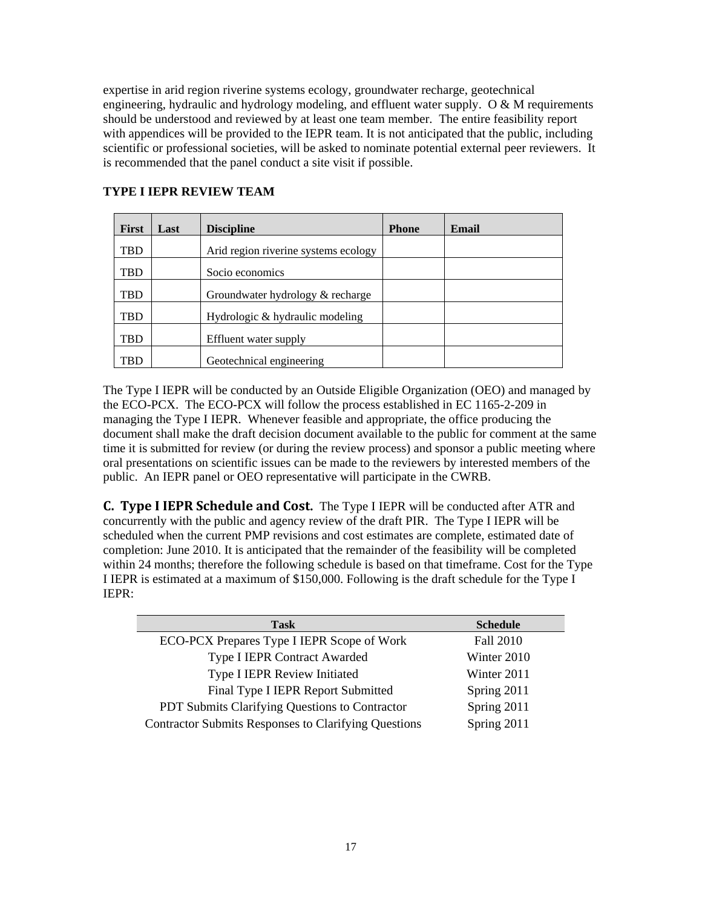expertise in arid region riverine systems ecology, groundwater recharge, geotechnical engineering, hydraulic and hydrology modeling, and effluent water supply. O & M requirements should be understood and reviewed by at least one team member. The entire feasibility report with appendices will be provided to the IEPR team. It is not anticipated that the public, including scientific or professional societies, will be asked to nominate potential external peer reviewers. It is recommended that the panel conduct a site visit if possible.

**TYPE I IEPR REVIEW TEAM**

| First | Last | Discipline | Phone | Email |
|---|---|---|---|---|
| TBD | | Arid region riverine systems ecology | | |
| TBD | | Socio economics | | |
| TBD | | Groundwater hydrology & recharge | | |
| TBD | | Hydrologic & hydraulic modeling | | |
| TBD | | Effluent water supply | | |
| TBD | | Geotechnical engineering | | |

The Type I IEPR will be conducted by an Outside Eligible Organization (OEO) and managed by the ECO-PCX. The ECO-PCX will follow the process established in EC 1165-2-209 in managing the Type I IEPR. Whenever feasible and appropriate, the office producing the document shall make the draft decision document available to the public for comment at the same time it is submitted for review (or during the review process) and sponsor a public meeting where oral presentations on scientific issues can be made to the reviewers by interested members of the public. An IEPR panel or OEO representative will participate in the CWRB.

**C. Type I IEPR Schedule and Cost.** The Type I IEPR will be conducted after ATR and concurrently with the public and agency review of the draft PIR. The Type I IEPR will be scheduled when the current PMP revisions and cost estimates are complete, estimated date of completion: June 2010. It is anticipated that the remainder of the feasibility will be completed within 24 months; therefore the following schedule is based on that timeframe. Cost for the Type I IEPR is estimated at a maximum of $150,000. Following is the draft schedule for the Type I IEPR:

| Task | Schedule |
|---|---|
| ECO-PCX Prepares Type I IEPR Scope of Work | Fall 2010 |
| Type I IEPR Contract Awarded | Winter 2010 |
| Type I IEPR Review Initiated | Winter 2011 |
| Final Type I IEPR Report Submitted | Spring 2011 |
| PDT Submits Clarifying Questions to Contractor | Spring 2011 |
| Contractor Submits Responses to Clarifying Questions | Spring 2011 |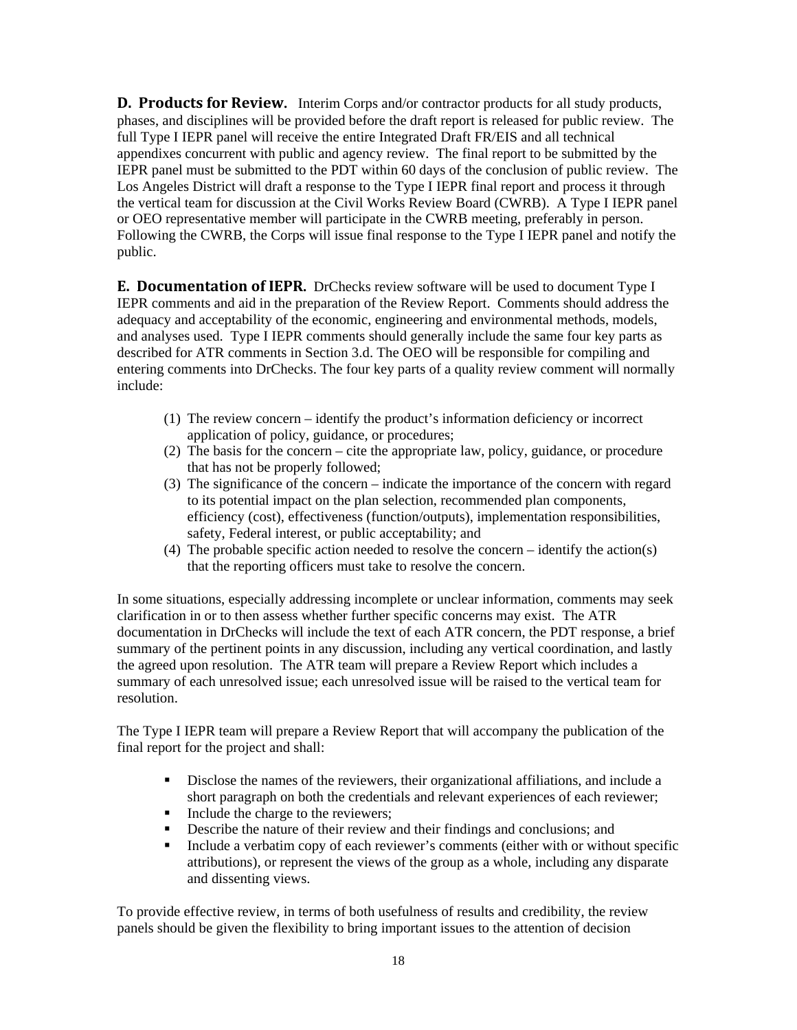**D. Products for Review.** Interim Corps and/or contractor products for all study products, phases, and disciplines will be provided before the draft report is released for public review. The full Type I IEPR panel will receive the entire Integrated Draft FR/EIS and all technical appendixes concurrent with public and agency review. The final report to be submitted by the IEPR panel must be submitted to the PDT within 60 days of the conclusion of public review. The Los Angeles District will draft a response to the Type I IEPR final report and process it through the vertical team for discussion at the Civil Works Review Board (CWRB). A Type I IEPR panel or OEO representative member will participate in the CWRB meeting, preferably in person. Following the CWRB, the Corps will issue final response to the Type I IEPR panel and notify the public.

**E. Documentation of IEPR.** DrChecks review software will be used to document Type I IEPR comments and aid in the preparation of the Review Report. Comments should address the adequacy and acceptability of the economic, engineering and environmental methods, models, and analyses used. Type I IEPR comments should generally include the same four key parts as described for ATR comments in Section 3.d. The OEO will be responsible for compiling and entering comments into DrChecks. The four key parts of a quality review comment will normally include:

(1) The review concern – identify the product's information deficiency or incorrect application of policy, guidance, or procedures;
(2) The basis for the concern – cite the appropriate law, policy, guidance, or procedure that has not be properly followed;
(3) The significance of the concern – indicate the importance of the concern with regard to its potential impact on the plan selection, recommended plan components, efficiency (cost), effectiveness (function/outputs), implementation responsibilities, safety, Federal interest, or public acceptability; and
(4) The probable specific action needed to resolve the concern – identify the action(s) that the reporting officers must take to resolve the concern.

In some situations, especially addressing incomplete or unclear information, comments may seek clarification in or to then assess whether further specific concerns may exist. The ATR documentation in DrChecks will include the text of each ATR concern, the PDT response, a brief summary of the pertinent points in any discussion, including any vertical coordination, and lastly the agreed upon resolution. The ATR team will prepare a Review Report which includes a summary of each unresolved issue; each unresolved issue will be raised to the vertical team for resolution.

The Type I IEPR team will prepare a Review Report that will accompany the publication of the final report for the project and shall:

- Disclose the names of the reviewers, their organizational affiliations, and include a short paragraph on both the credentials and relevant experiences of each reviewer;
- Include the charge to the reviewers;
- Describe the nature of their review and their findings and conclusions; and
- Include a verbatim copy of each reviewer's comments (either with or without specific attributions), or represent the views of the group as a whole, including any disparate and dissenting views.

To provide effective review, in terms of both usefulness of results and credibility, the review panels should be given the flexibility to bring important issues to the attention of decision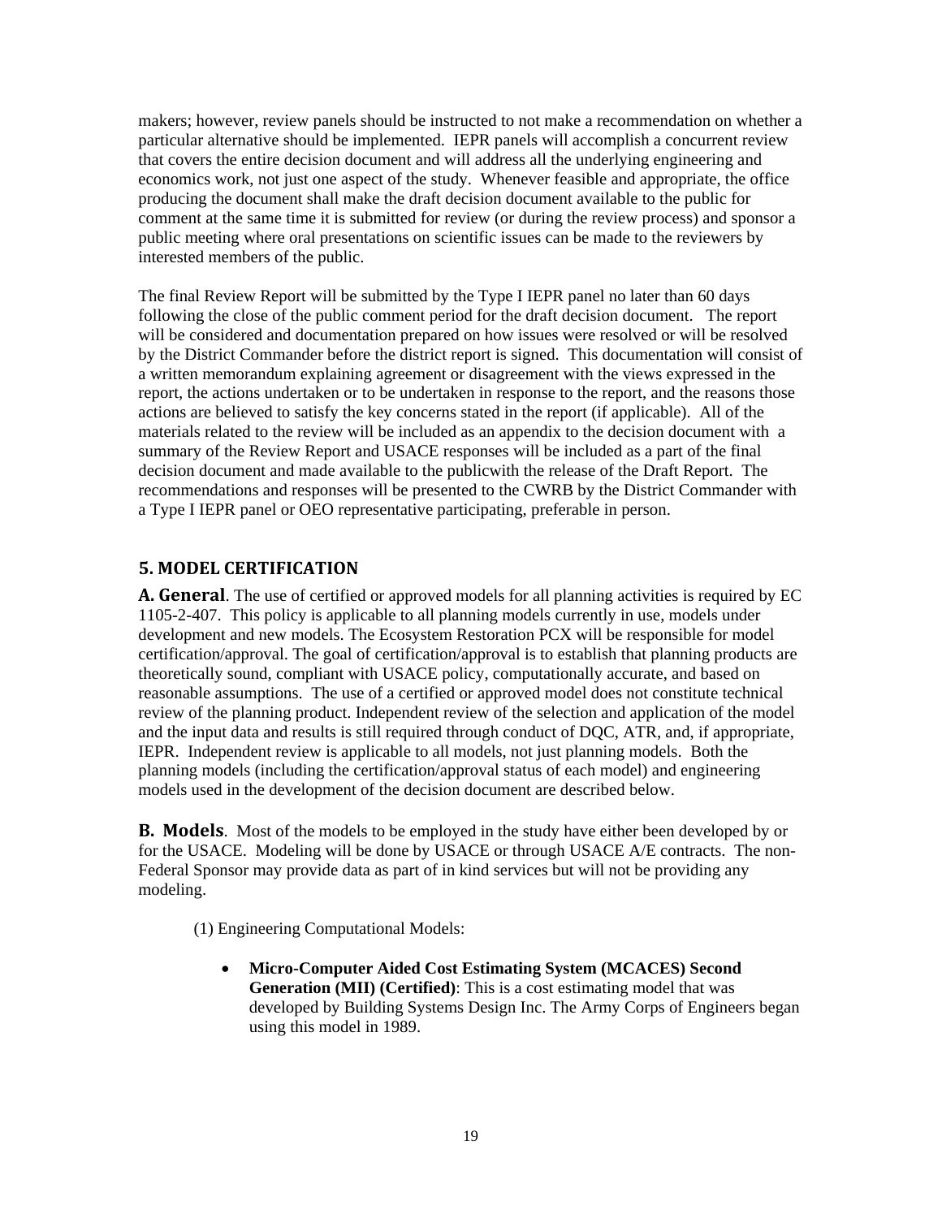makers; however, review panels should be instructed to not make a recommendation on whether a particular alternative should be implemented. IEPR panels will accomplish a concurrent review that covers the entire decision document and will address all the underlying engineering and economics work, not just one aspect of the study. Whenever feasible and appropriate, the office producing the document shall make the draft decision document available to the public for comment at the same time it is submitted for review (or during the review process) and sponsor a public meeting where oral presentations on scientific issues can be made to the reviewers by interested members of the public.

The final Review Report will be submitted by the Type I IEPR panel no later than 60 days following the close of the public comment period for the draft decision document. The report will be considered and documentation prepared on how issues were resolved or will be resolved by the District Commander before the district report is signed. This documentation will consist of a written memorandum explaining agreement or disagreement with the views expressed in the report, the actions undertaken or to be undertaken in response to the report, and the reasons those actions are believed to satisfy the key concerns stated in the report (if applicable). All of the materials related to the review will be included as an appendix to the decision document with a summary of the Review Report and USACE responses will be included as a part of the final decision document and made available to the publicwith the release of the Draft Report. The recommendations and responses will be presented to the CWRB by the District Commander with a Type I IEPR panel or OEO representative participating, preferable in person.

## 5. MODEL CERTIFICATION

**A. General**. The use of certified or approved models for all planning activities is required by EC 1105-2-407. This policy is applicable to all planning models currently in use, models under development and new models. The Ecosystem Restoration PCX will be responsible for model certification/approval. The goal of certification/approval is to establish that planning products are theoretically sound, compliant with USACE policy, computationally accurate, and based on reasonable assumptions. The use of a certified or approved model does not constitute technical review of the planning product. Independent review of the selection and application of the model and the input data and results is still required through conduct of DQC, ATR, and, if appropriate, IEPR. Independent review is applicable to all models, not just planning models. Both the planning models (including the certification/approval status of each model) and engineering models used in the development of the decision document are described below.

**B. Models**. Most of the models to be employed in the study have either been developed by or for the USACE. Modeling will be done by USACE or through USACE A/E contracts. The non-Federal Sponsor may provide data as part of in kind services but will not be providing any modeling.

(1) Engineering Computational Models:

- **Micro-Computer Aided Cost Estimating System (MCACES) Second Generation (MII) (Certified)**: This is a cost estimating model that was developed by Building Systems Design Inc. The Army Corps of Engineers began using this model in 1989.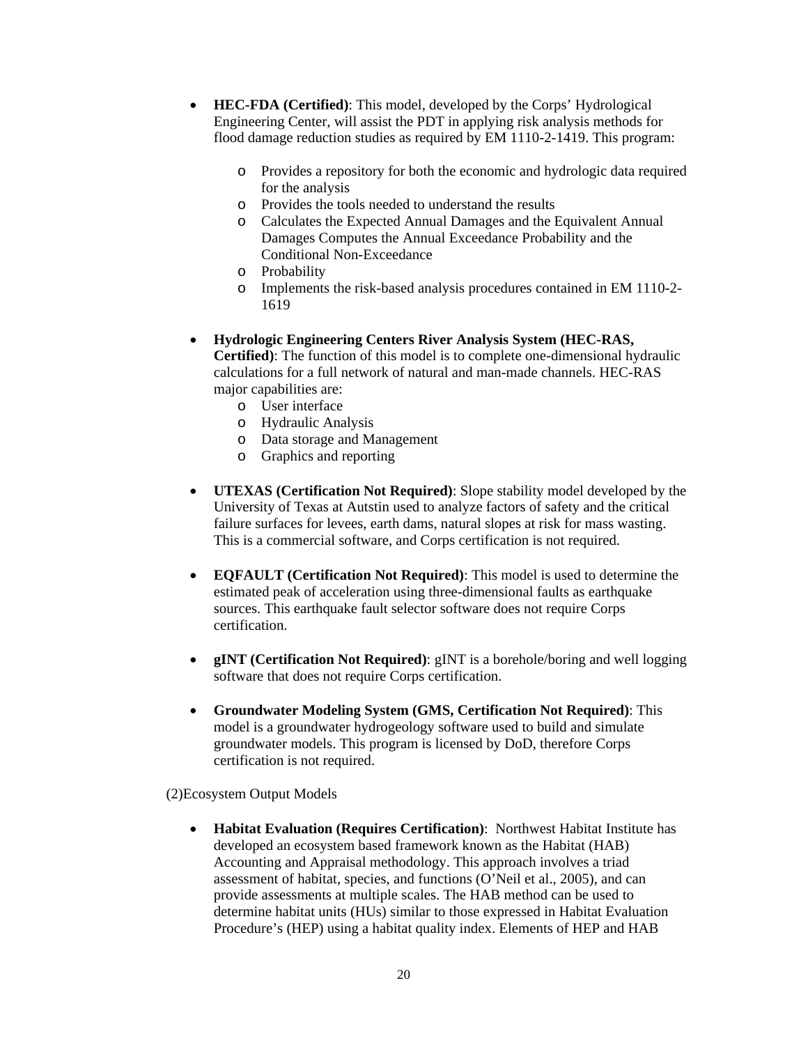- **HEC-FDA (Certified)**: This model, developed by the Corps' Hydrological Engineering Center, will assist the PDT in applying risk analysis methods for flood damage reduction studies as required by EM 1110-2-1419. This program:

    - Provides a repository for both the economic and hydrologic data required for the analysis
    - Provides the tools needed to understand the results
    - Calculates the Expected Annual Damages and the Equivalent Annual Damages Computes the Annual Exceedance Probability and the Conditional Non-Exceedance
    - Probability
    - Implements the risk-based analysis procedures contained in EM 1110-2-1619

- **Hydrologic Engineering Centers River Analysis System (HEC-RAS, Certified)**: The function of this model is to complete one-dimensional hydraulic calculations for a full network of natural and man-made channels. HEC-RAS major capabilities are:
    - User interface
    - Hydraulic Analysis
    - Data storage and Management
    - Graphics and reporting

- **UTEXAS (Certification Not Required)**: Slope stability model developed by the University of Texas at Autstin used to analyze factors of safety and the critical failure surfaces for levees, earth dams, natural slopes at risk for mass wasting. This is a commercial software, and Corps certification is not required.

- **EQFAULT (Certification Not Required)**: This model is used to determine the estimated peak of acceleration using three-dimensional faults as earthquake sources. This earthquake fault selector software does not require Corps certification.

- **gINT (Certification Not Required)**: gINT is a borehole/boring and well logging software that does not require Corps certification.

- **Groundwater Modeling System (GMS, Certification Not Required)**: This model is a groundwater hydrogeology software used to build and simulate groundwater models. This program is licensed by DoD, therefore Corps certification is not required.

(2)Ecosystem Output Models

- **Habitat Evaluation (Requires Certification)**: Northwest Habitat Institute has developed an ecosystem based framework known as the Habitat (HAB) Accounting and Appraisal methodology. This approach involves a triad assessment of habitat, species, and functions (O'Neil et al., 2005), and can provide assessments at multiple scales. The HAB method can be used to determine habitat units (HUs) similar to those expressed in Habitat Evaluation Procedure's (HEP) using a habitat quality index. Elements of HEP and HAB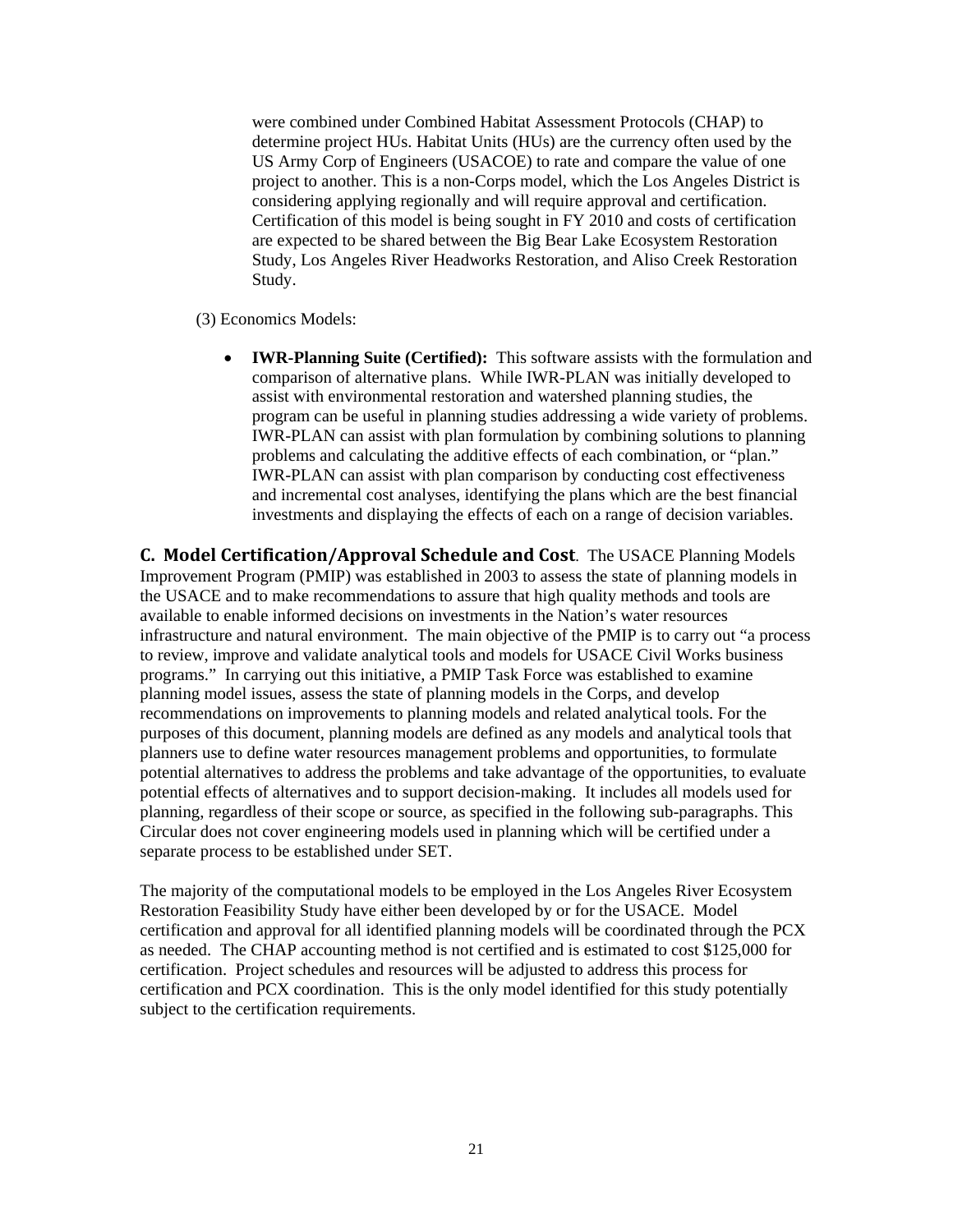were combined under Combined Habitat Assessment Protocols (CHAP) to determine project HUs. Habitat Units (HUs) are the currency often used by the US Army Corp of Engineers (USACOE) to rate and compare the value of one project to another. This is a non-Corps model, which the Los Angeles District is considering applying regionally and will require approval and certification. Certification of this model is being sought in FY 2010 and costs of certification are expected to be shared between the Big Bear Lake Ecosystem Restoration Study, Los Angeles River Headworks Restoration, and Aliso Creek Restoration Study.

(3) Economics Models:

- **IWR-Planning Suite (Certified):** This software assists with the formulation and comparison of alternative plans. While IWR-PLAN was initially developed to assist with environmental restoration and watershed planning studies, the program can be useful in planning studies addressing a wide variety of problems. IWR-PLAN can assist with plan formulation by combining solutions to planning problems and calculating the additive effects of each combination, or "plan." IWR-PLAN can assist with plan comparison by conducting cost effectiveness and incremental cost analyses, identifying the plans which are the best financial investments and displaying the effects of each on a range of decision variables.

**C. Model Certification/Approval Schedule and Cost**. The USACE Planning Models Improvement Program (PMIP) was established in 2003 to assess the state of planning models in the USACE and to make recommendations to assure that high quality methods and tools are available to enable informed decisions on investments in the Nation's water resources infrastructure and natural environment. The main objective of the PMIP is to carry out "a process to review, improve and validate analytical tools and models for USACE Civil Works business programs." In carrying out this initiative, a PMIP Task Force was established to examine planning model issues, assess the state of planning models in the Corps, and develop recommendations on improvements to planning models and related analytical tools. For the purposes of this document, planning models are defined as any models and analytical tools that planners use to define water resources management problems and opportunities, to formulate potential alternatives to address the problems and take advantage of the opportunities, to evaluate potential effects of alternatives and to support decision-making. It includes all models used for planning, regardless of their scope or source, as specified in the following sub-paragraphs. This Circular does not cover engineering models used in planning which will be certified under a separate process to be established under SET.

The majority of the computational models to be employed in the Los Angeles River Ecosystem Restoration Feasibility Study have either been developed by or for the USACE. Model certification and approval for all identified planning models will be coordinated through the PCX as needed. The CHAP accounting method is not certified and is estimated to cost $125,000 for certification. Project schedules and resources will be adjusted to address this process for certification and PCX coordination. This is the only model identified for this study potentially subject to the certification requirements.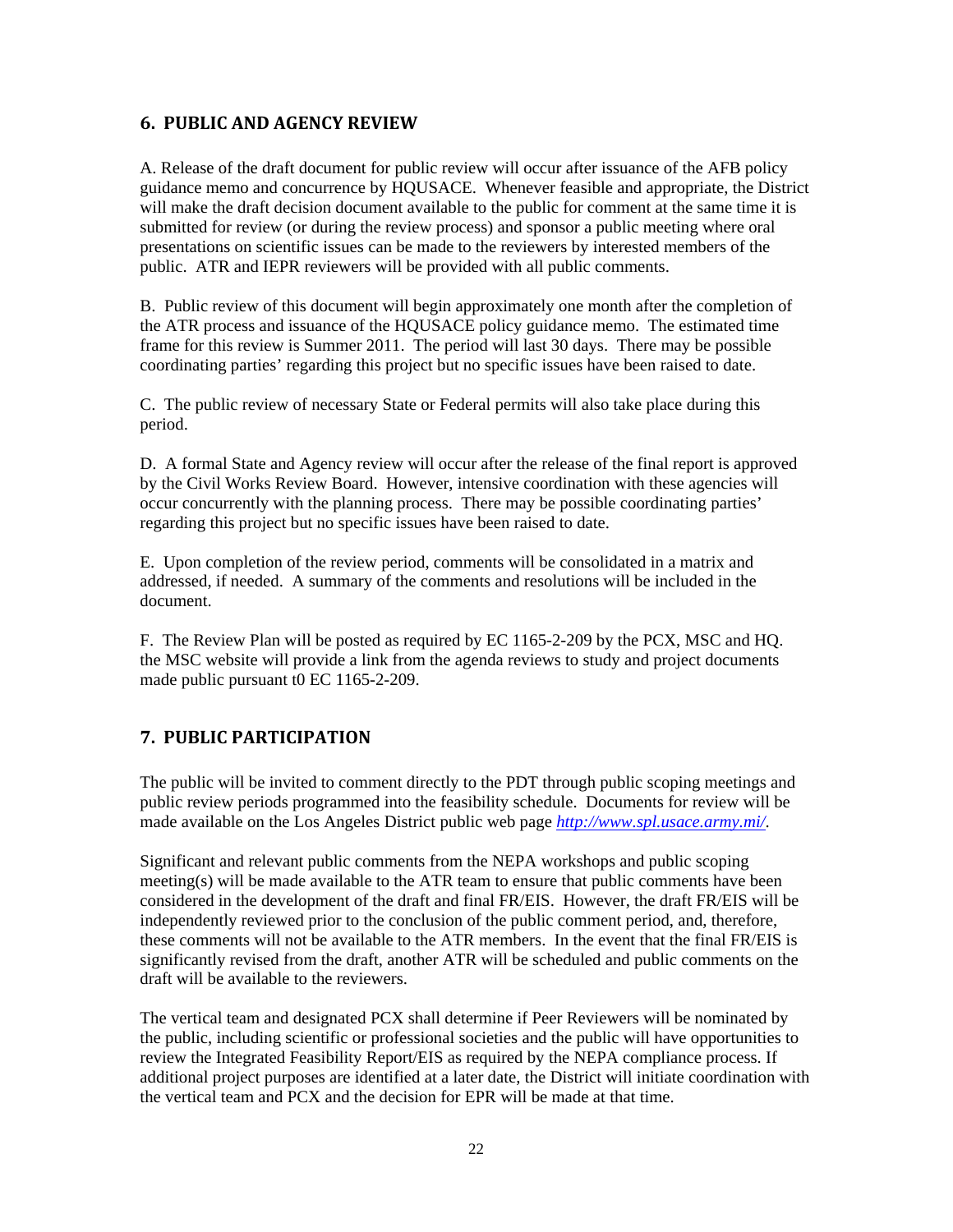## 6. PUBLIC AND AGENCY REVIEW

A. Release of the draft document for public review will occur after issuance of the AFB policy guidance memo and concurrence by HQUSACE. Whenever feasible and appropriate, the District will make the draft decision document available to the public for comment at the same time it is submitted for review (or during the review process) and sponsor a public meeting where oral presentations on scientific issues can be made to the reviewers by interested members of the public. ATR and IEPR reviewers will be provided with all public comments.

B. Public review of this document will begin approximately one month after the completion of the ATR process and issuance of the HQUSACE policy guidance memo. The estimated time frame for this review is Summer 2011. The period will last 30 days. There may be possible coordinating parties' regarding this project but no specific issues have been raised to date.

C. The public review of necessary State or Federal permits will also take place during this period.

D. A formal State and Agency review will occur after the release of the final report is approved by the Civil Works Review Board. However, intensive coordination with these agencies will occur concurrently with the planning process. There may be possible coordinating parties' regarding this project but no specific issues have been raised to date.

E. Upon completion of the review period, comments will be consolidated in a matrix and addressed, if needed. A summary of the comments and resolutions will be included in the document.

F. The Review Plan will be posted as required by EC 1165-2-209 by the PCX, MSC and HQ. the MSC website will provide a link from the agenda reviews to study and project documents made public pursuant t0 EC 1165-2-209.

## 7. PUBLIC PARTICIPATION

The public will be invited to comment directly to the PDT through public scoping meetings and public review periods programmed into the feasibility schedule. Documents for review will be made available on the Los Angeles District public web page *http://www.spl.usace.army.mi/*.

Significant and relevant public comments from the NEPA workshops and public scoping meeting(s) will be made available to the ATR team to ensure that public comments have been considered in the development of the draft and final FR/EIS. However, the draft FR/EIS will be independently reviewed prior to the conclusion of the public comment period, and, therefore, these comments will not be available to the ATR members. In the event that the final FR/EIS is significantly revised from the draft, another ATR will be scheduled and public comments on the draft will be available to the reviewers.

The vertical team and designated PCX shall determine if Peer Reviewers will be nominated by the public, including scientific or professional societies and the public will have opportunities to review the Integrated Feasibility Report/EIS as required by the NEPA compliance process. If additional project purposes are identified at a later date, the District will initiate coordination with the vertical team and PCX and the decision for EPR will be made at that time.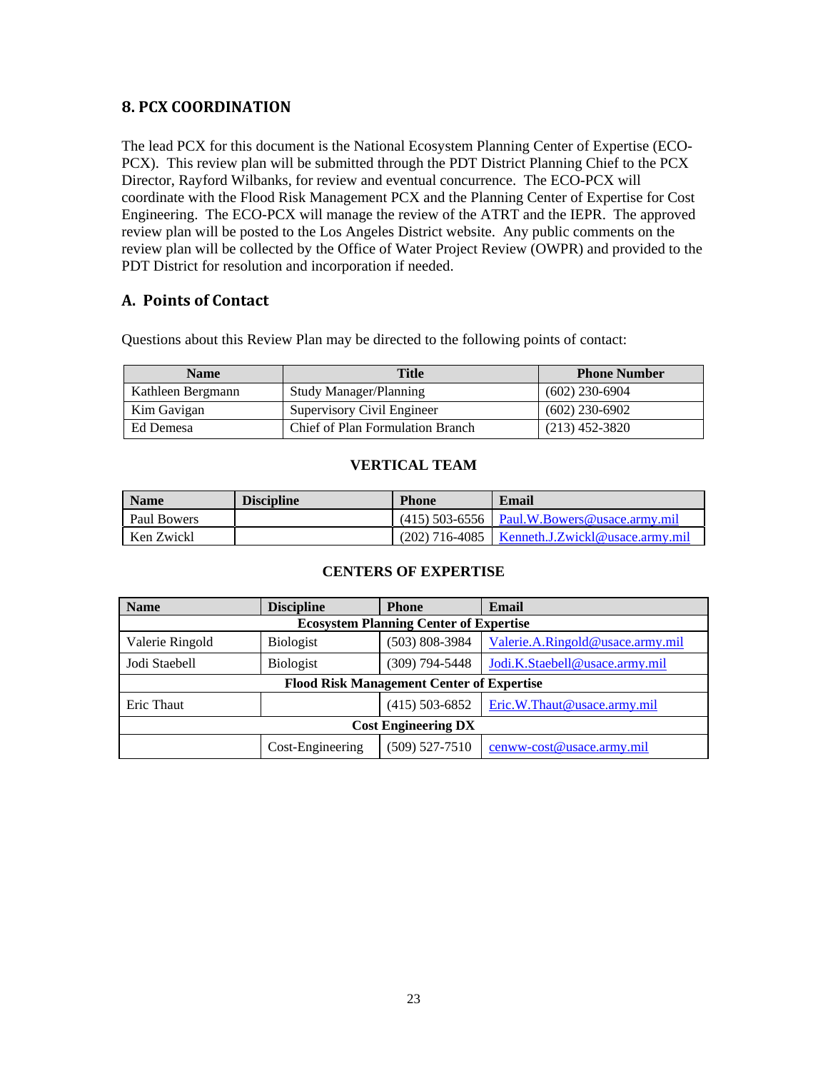## 8. PCX COORDINATION

The lead PCX for this document is the National Ecosystem Planning Center of Expertise (ECO-PCX). This review plan will be submitted through the PDT District Planning Chief to the PCX Director, Rayford Wilbanks, for review and eventual concurrence. The ECO-PCX will coordinate with the Flood Risk Management PCX and the Planning Center of Expertise for Cost Engineering. The ECO-PCX will manage the review of the ATRT and the IEPR. The approved review plan will be posted to the Los Angeles District website. Any public comments on the review plan will be collected by the Office of Water Project Review (OWPR) and provided to the PDT District for resolution and incorporation if needed.

### A. Points of Contact

Questions about this Review Plan may be directed to the following points of contact:

| Name | Title | Phone Number |
|---|---|---|
| Kathleen Bergmann | Study Manager/Planning | (602) 230-6904 |
| Kim Gavigan | Supervisory Civil Engineer | (602) 230-6902 |
| Ed Demesa | Chief of Plan Formulation Branch | (213) 452-3820 |

**VERTICAL TEAM**

| Name | Discipline | Phone | Email |
|---|---|---|---|
| Paul Bowers | | (415) 503-6556 | Paul.W.Bowers@usace.army.mil |
| Ken Zwickl | | (202) 716-4085 | Kenneth.J.Zwickl@usace.army.mil |

**CENTERS OF EXPERTISE**

| Name | Discipline | Phone | Email |
|---|---|---|---|
| **Ecosystem Planning Center of Expertise** | | | |
| Valerie Ringold | Biologist | (503) 808-3984 | Valerie.A.Ringold@usace.army.mil |
| Jodi Staebell | Biologist | (309) 794-5448 | Jodi.K.Staebell@usace.army.mil |
| **Flood Risk Management Center of Expertise** | | | |
| Eric Thaut | | (415) 503-6852 | Eric.W.Thaut@usace.army.mil |
| **Cost Engineering DX** | | | |
| | Cost-Engineering | (509) 527-7510 | cenww-cost@usace.army.mil |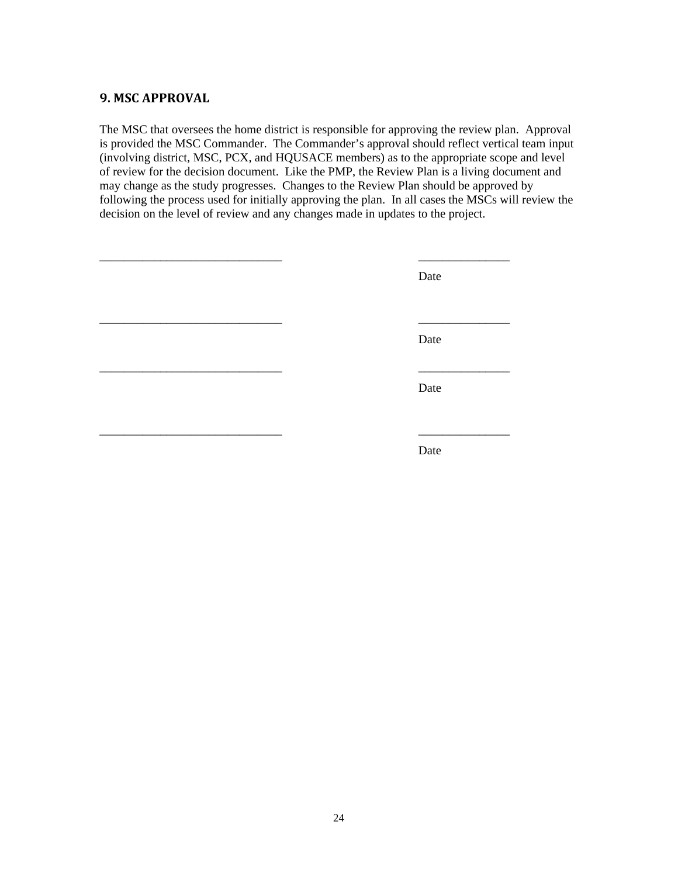## 9. MSC APPROVAL

The MSC that oversees the home district is responsible for approving the review plan. Approval is provided the MSC Commander. The Commander's approval should reflect vertical team input (involving district, MSC, PCX, and HQUSACE members) as to the appropriate scope and level of review for the decision document. Like the PMP, the Review Plan is a living document and may change as the study progresses. Changes to the Review Plan should be approved by following the process used for initially approving the plan. In all cases the MSCs will review the decision on the level of review and any changes made in updates to the project.

______________________________ ______________

Date

______________________________ ______________

Date

______________________________ ______________

Date

______________________________ ______________

Date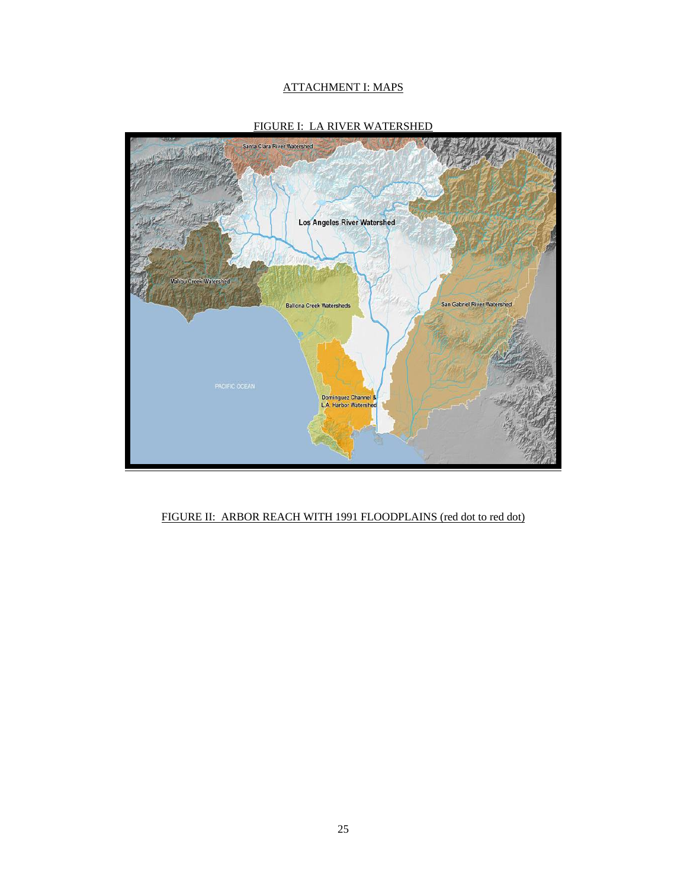ATTACHMENT I: MAPS

FIGURE I: LA RIVER WATERSHED

Santa Clara River Watershed

Los Angeles River Watershed

Malibu Creek Watershed

Ballona Creek Watersheds

San Gabriel River Watershed

PACIFIC OCEAN

Dominguez Channel & L.A. Harbor Watershed

FIGURE II: ARBOR REACH WITH 1991 FLOODPLAINS (red dot to red dot)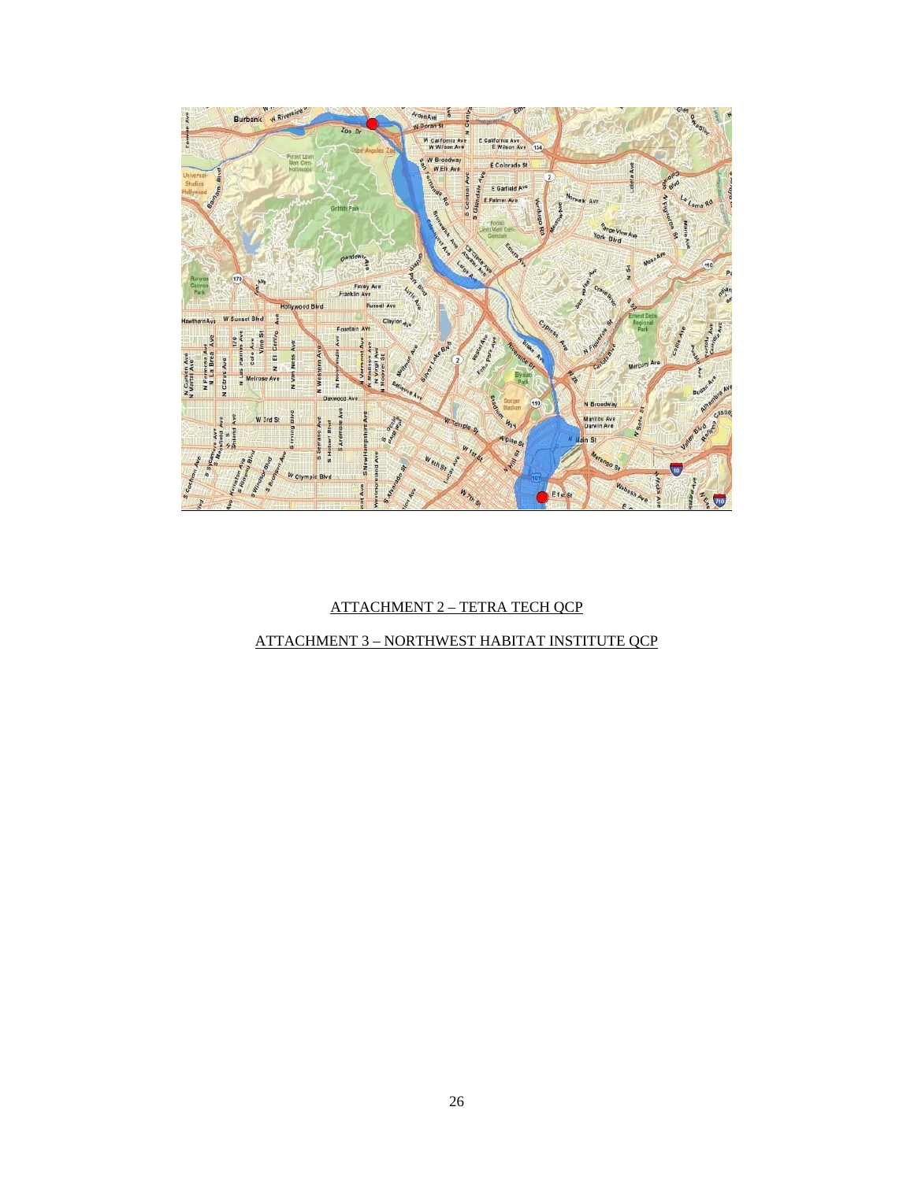ATTACHMENT 2 – TETRA TECH QCP

ATTACHMENT 3 – NORTHWEST HABITAT INSTITUTE QCP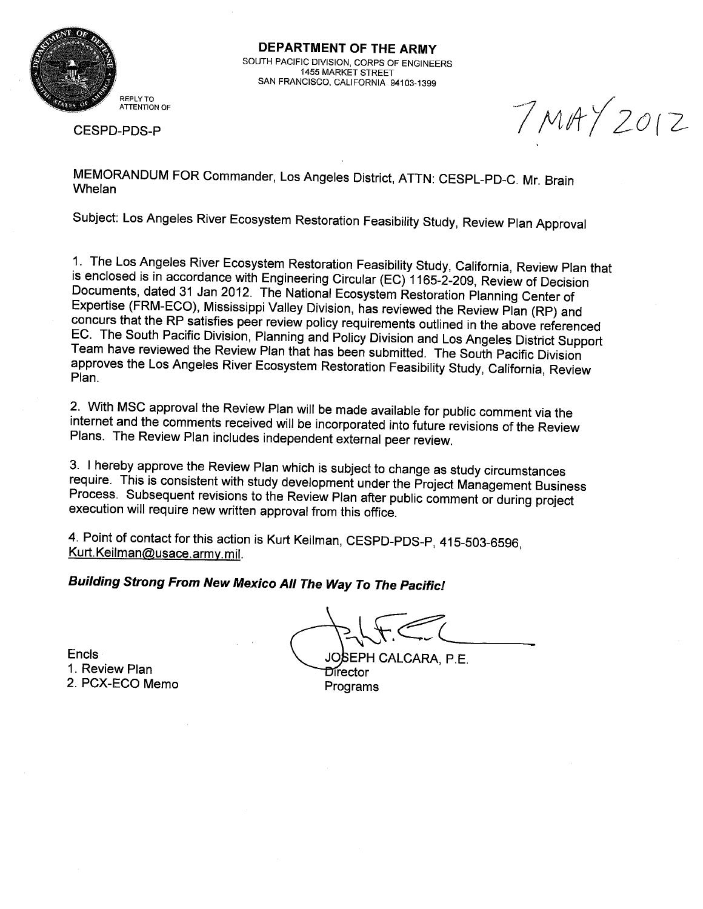**DEPARTMENT OF THE ARMY**
SOUTH PACIFIC DIVISION, CORPS OF ENGINEERS
1455 MARKET STREET
SAN FRANCISCO, CALIFORNIA 94103-1399

REPLY TO
ATTENTION OF

CESPD-PDS-P

7 MAY 2012

MEMORANDUM FOR Commander, Los Angeles District, ATTN: CESPL-PD-C. Mr. Brain Whelan

Subject: Los Angeles River Ecosystem Restoration Feasibility Study, Review Plan Approval

1. The Los Angeles River Ecosystem Restoration Feasibility Study, California, Review Plan that is enclosed is in accordance with Engineering Circular (EC) 1165-2-209, Review of Decision Documents, dated 31 Jan 2012. The National Ecosystem Restoration Planning Center of Expertise (FRM-ECO), Mississippi Valley Division, has reviewed the Review Plan (RP) and concurs that the RP satisfies peer review policy requirements outlined in the above referenced EC. The South Pacific Division, Planning and Policy Division and Los Angeles District Support Team have reviewed the Review Plan that has been submitted. The South Pacific Division approves the Los Angeles River Ecosystem Restoration Feasibility Study, California, Review Plan.

2. With MSC approval the Review Plan will be made available for public comment via the internet and the comments received will be incorporated into future revisions of the Review Plans. The Review Plan includes independent external peer review.

3. I hereby approve the Review Plan which is subject to change as study circumstances require. This is consistent with study development under the Project Management Business Process. Subsequent revisions to the Review Plan after public comment or during project execution will require new written approval from this office.

4. Point of contact for this action is Kurt Keilman, CESPD-PDS-P, 415-503-6596, Kurt.Keilman@usace.army.mil.

***Building Strong From New Mexico All The Way To The Pacific!***

Encls
1. Review Plan
2. PCX-ECO Memo

JOSEPH CALCARA, P.E.
Director
Programs